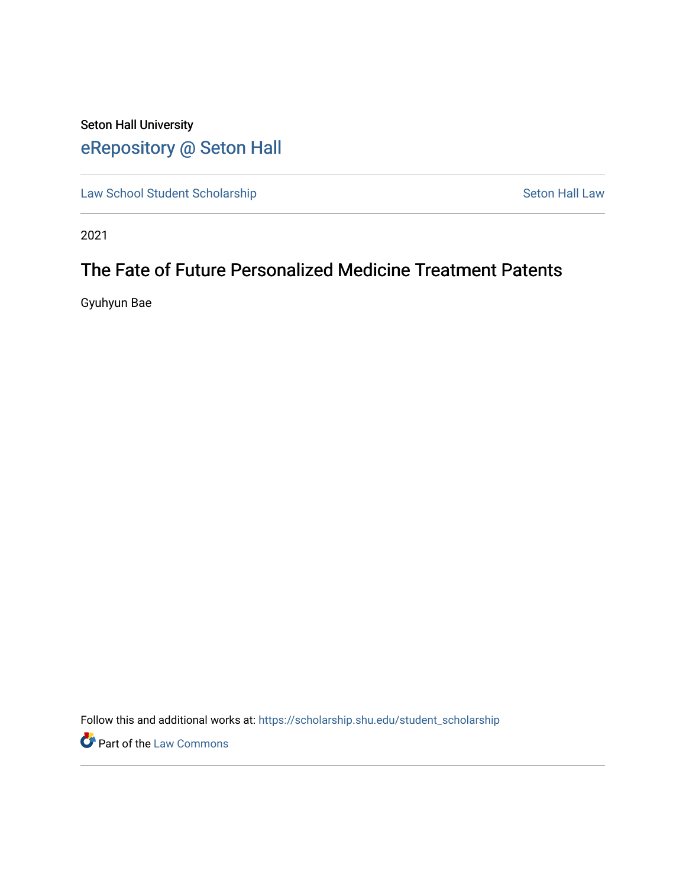Seton Hall University

# eRepository @ Seton Hall

Law School Student Scholarship | Seton Hall Law

2021

## The Fate of Future Personalized Medicine Treatment Patents

Gyuhyun Bae

Follow this and additional works at: https://scholarship.shu.edu/student_scholarship

Part of the Law Commons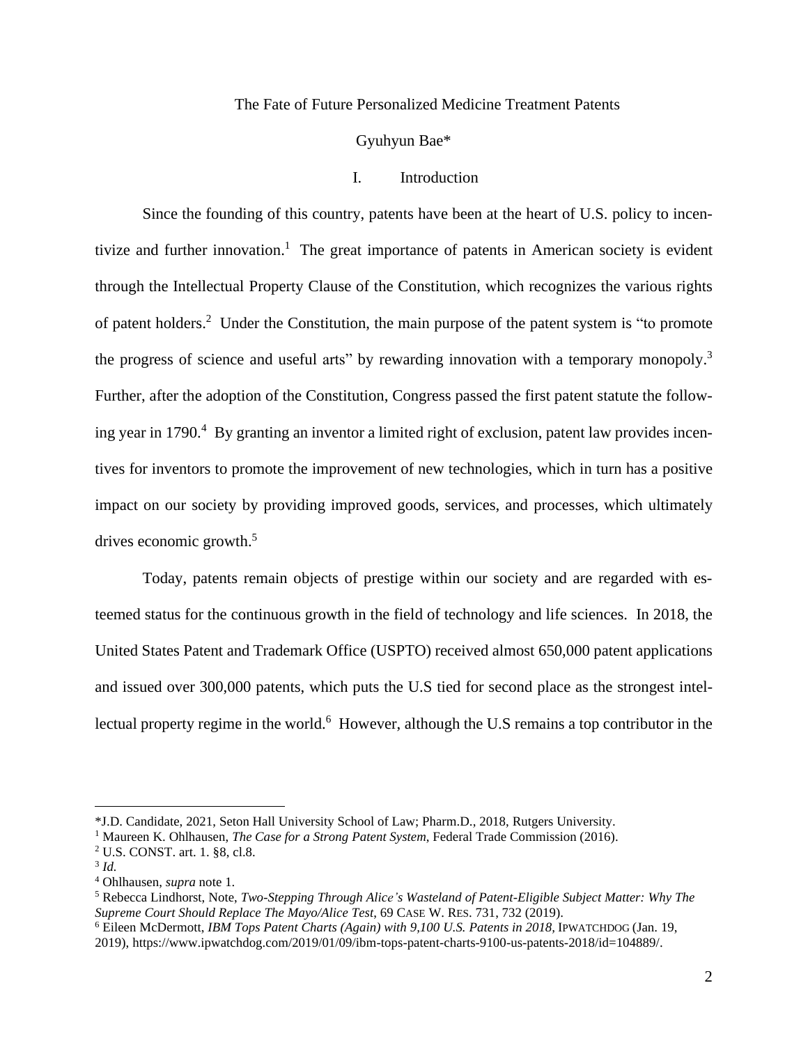The Fate of Future Personalized Medicine Treatment Patents

Gyuhyun Bae*

## I. Introduction

Since the founding of this country, patents have been at the heart of U.S. policy to incentivize and further innovation.[1] The great importance of patents in American society is evident through the Intellectual Property Clause of the Constitution, which recognizes the various rights of patent holders.[2] Under the Constitution, the main purpose of the patent system is "to promote the progress of science and useful arts" by rewarding innovation with a temporary monopoly.[3] Further, after the adoption of the Constitution, Congress passed the first patent statute the following year in 1790.[4] By granting an inventor a limited right of exclusion, patent law provides incentives for inventors to promote the improvement of new technologies, which in turn has a positive impact on our society by providing improved goods, services, and processes, which ultimately drives economic growth.[5]

Today, patents remain objects of prestige within our society and are regarded with esteemed status for the continuous growth in the field of technology and life sciences. In 2018, the United States Patent and Trademark Office (USPTO) received almost 650,000 patent applications and issued over 300,000 patents, which puts the U.S tied for second place as the strongest intellectual property regime in the world.[6] However, although the U.S remains a top contributor in the

---

*J.D. Candidate, 2021, Seton Hall University School of Law; Pharm.D., 2018, Rutgers University.

[1] Maureen K. Ohlhausen, *The Case for a Strong Patent System*, Federal Trade Commission (2016).

[2] U.S. CONST. art. 1. §8, cl.8.

[3] *Id.*

[4] Ohlhausen, *supra* note 1.

[5] Rebecca Lindhorst, Note, *Two-Stepping Through Alice's Wasteland of Patent-Eligible Subject Matter: Why The Supreme Court Should Replace The Mayo/Alice Test*, 69 CASE W. RES. 731, 732 (2019).

[6] Eileen McDermott, *IBM Tops Patent Charts (Again) with 9,100 U.S. Patents in 2018*, IPWATCHDOG (Jan. 19, 2019), https://www.ipwatchdog.com/2019/01/09/ibm-tops-patent-charts-9100-us-patents-2018/id=104889/.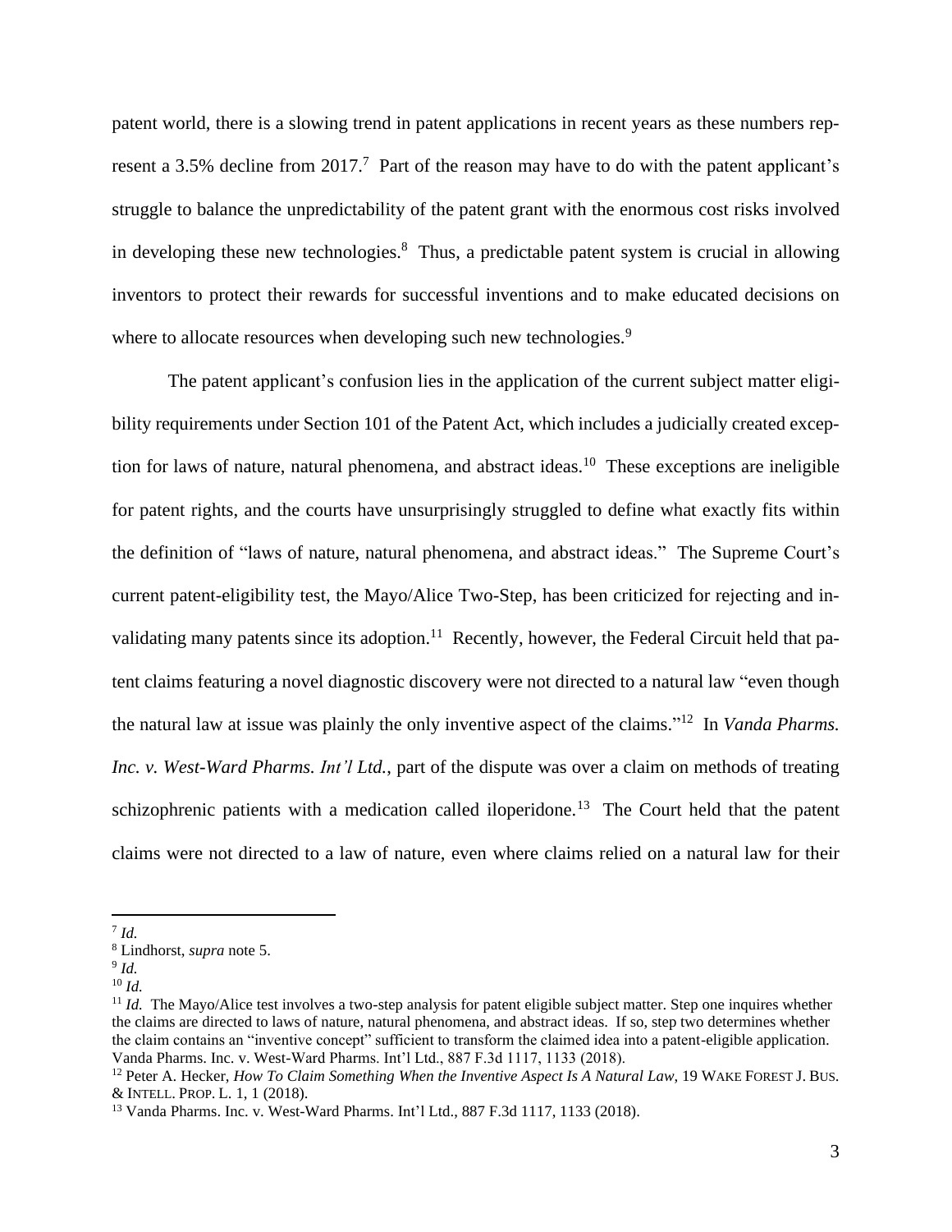patent world, there is a slowing trend in patent applications in recent years as these numbers represent a 3.5% decline from 2017.[7] Part of the reason may have to do with the patent applicant's struggle to balance the unpredictability of the patent grant with the enormous cost risks involved in developing these new technologies.[8] Thus, a predictable patent system is crucial in allowing inventors to protect their rewards for successful inventions and to make educated decisions on where to allocate resources when developing such new technologies.[9]

The patent applicant's confusion lies in the application of the current subject matter eligibility requirements under Section 101 of the Patent Act, which includes a judicially created exception for laws of nature, natural phenomena, and abstract ideas.[10] These exceptions are ineligible for patent rights, and the courts have unsurprisingly struggled to define what exactly fits within the definition of "laws of nature, natural phenomena, and abstract ideas." The Supreme Court's current patent-eligibility test, the Mayo/Alice Two-Step, has been criticized for rejecting and invalidating many patents since its adoption.[11] Recently, however, the Federal Circuit held that patent claims featuring a novel diagnostic discovery were not directed to a natural law "even though the natural law at issue was plainly the only inventive aspect of the claims."[12] In *Vanda Pharms. Inc. v. West-Ward Pharms. Int'l Ltd.*, part of the dispute was over a claim on methods of treating schizophrenic patients with a medication called iloperidone.[13] The Court held that the patent claims were not directed to a law of nature, even where claims relied on a natural law for their

---

[7] *Id.*

[8] Lindhorst, *supra* note 5.

[9] *Id.*

[10] *Id.*

[11] *Id.* The Mayo/Alice test involves a two-step analysis for patent eligible subject matter. Step one inquires whether the claims are directed to laws of nature, natural phenomena, and abstract ideas. If so, step two determines whether the claim contains an "inventive concept" sufficient to transform the claimed idea into a patent-eligible application. Vanda Pharms. Inc. v. West-Ward Pharms. Int'l Ltd., 887 F.3d 1117, 1133 (2018).

[12] Peter A. Hecker, *How To Claim Something When the Inventive Aspect Is A Natural Law*, 19 WAKE FOREST J. BUS. & INTELL. PROP. L. 1, 1 (2018).

[13] Vanda Pharms. Inc. v. West-Ward Pharms. Int'l Ltd., 887 F.3d 1117, 1133 (2018).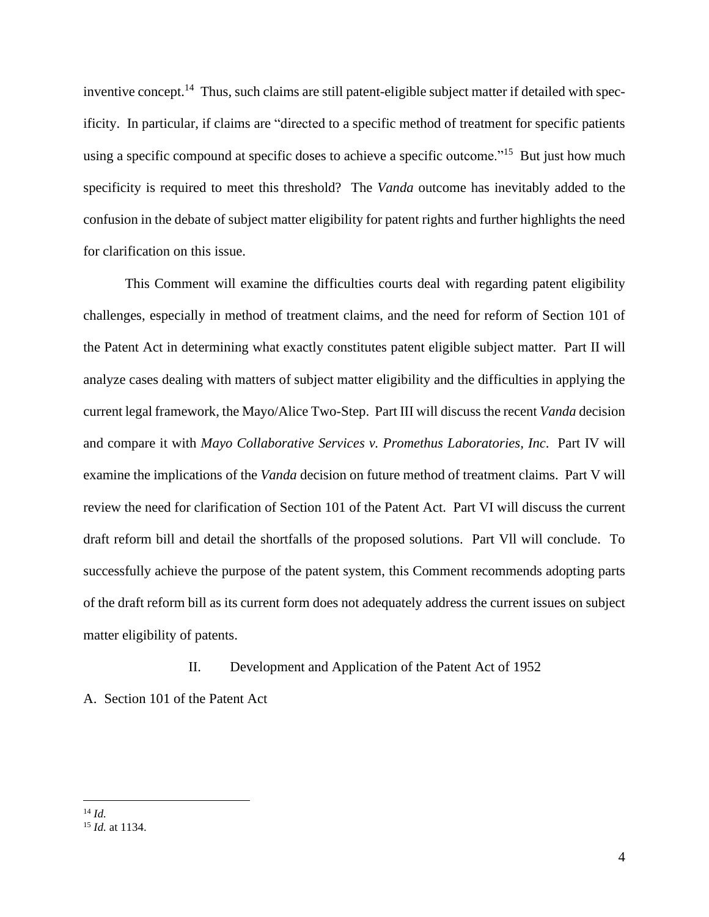inventive concept.[14] Thus, such claims are still patent-eligible subject matter if detailed with specificity. In particular, if claims are "directed to a specific method of treatment for specific patients using a specific compound at specific doses to achieve a specific outcome."[15] But just how much specificity is required to meet this threshold? The *Vanda* outcome has inevitably added to the confusion in the debate of subject matter eligibility for patent rights and further highlights the need for clarification on this issue.

This Comment will examine the difficulties courts deal with regarding patent eligibility challenges, especially in method of treatment claims, and the need for reform of Section 101 of the Patent Act in determining what exactly constitutes patent eligible subject matter. Part II will analyze cases dealing with matters of subject matter eligibility and the difficulties in applying the current legal framework, the Mayo/Alice Two-Step. Part III will discuss the recent *Vanda* decision and compare it with *Mayo Collaborative Services v. Promethus Laboratories, Inc*. Part IV will examine the implications of the *Vanda* decision on future method of treatment claims. Part V will review the need for clarification of Section 101 of the Patent Act. Part VI will discuss the current draft reform bill and detail the shortfalls of the proposed solutions. Part Vll will conclude. To successfully achieve the purpose of the patent system, this Comment recommends adopting parts of the draft reform bill as its current form does not adequately address the current issues on subject matter eligibility of patents.

## II. Development and Application of the Patent Act of 1952

### A. Section 101 of the Patent Act

---

[14] *Id.*

[15] *Id.* at 1134.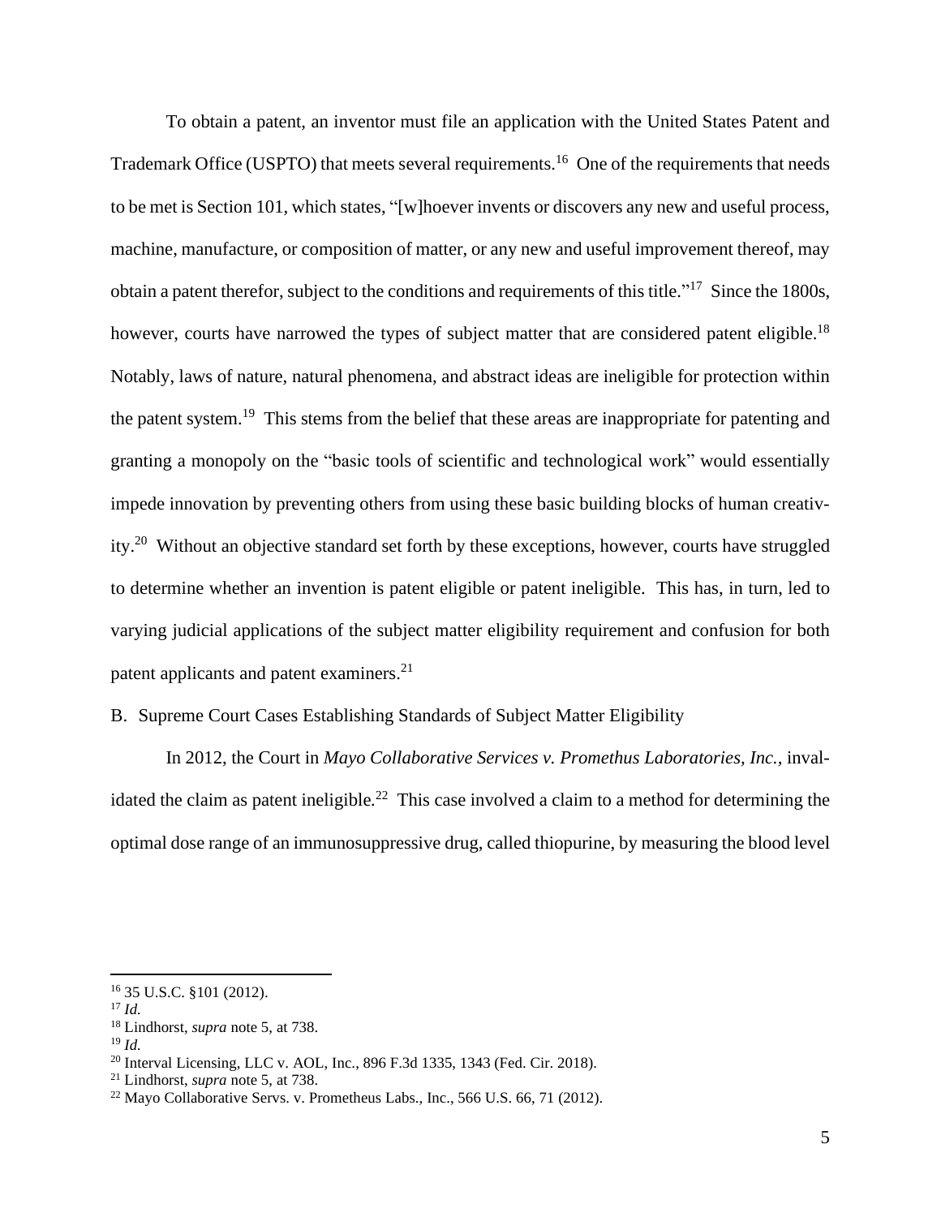To obtain a patent, an inventor must file an application with the United States Patent and Trademark Office (USPTO) that meets several requirements.[16] One of the requirements that needs to be met is Section 101, which states, "[w]hoever invents or discovers any new and useful process, machine, manufacture, or composition of matter, or any new and useful improvement thereof, may obtain a patent therefor, subject to the conditions and requirements of this title."[17] Since the 1800s, however, courts have narrowed the types of subject matter that are considered patent eligible.[18] Notably, laws of nature, natural phenomena, and abstract ideas are ineligible for protection within the patent system.[19] This stems from the belief that these areas are inappropriate for patenting and granting a monopoly on the "basic tools of scientific and technological work" would essentially impede innovation by preventing others from using these basic building blocks of human creativity.[20] Without an objective standard set forth by these exceptions, however, courts have struggled to determine whether an invention is patent eligible or patent ineligible. This has, in turn, led to varying judicial applications of the subject matter eligibility requirement and confusion for both patent applicants and patent examiners.[21]

B. Supreme Court Cases Establishing Standards of Subject Matter Eligibility

In 2012, the Court in *Mayo Collaborative Services v. Promethus Laboratories, Inc.*, invalidated the claim as patent ineligible.[22] This case involved a claim to a method for determining the optimal dose range of an immunosuppressive drug, called thiopurine, by measuring the blood level

[16] 35 U.S.C. §101 (2012).
[17] *Id.*
[18] Lindhorst, *supra* note 5, at 738.
[19] *Id.*
[20] Interval Licensing, LLC v. AOL, Inc., 896 F.3d 1335, 1343 (Fed. Cir. 2018).
[21] Lindhorst, *supra* note 5, at 738.
[22] Mayo Collaborative Servs. v. Prometheus Labs., Inc., 566 U.S. 66, 71 (2012).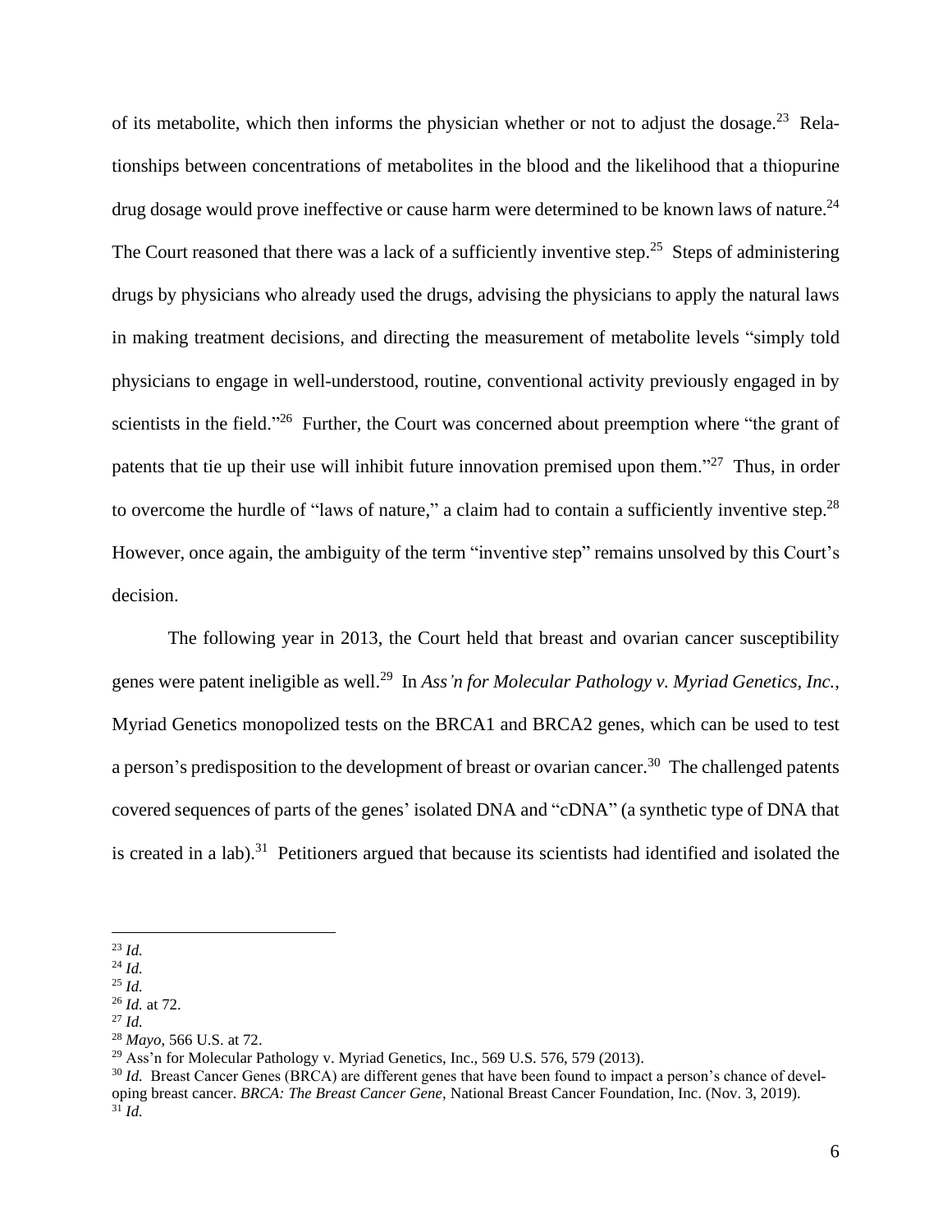of its metabolite, which then informs the physician whether or not to adjust the dosage.[23] Relationships between concentrations of metabolites in the blood and the likelihood that a thiopurine drug dosage would prove ineffective or cause harm were determined to be known laws of nature.[24] The Court reasoned that there was a lack of a sufficiently inventive step.[25] Steps of administering drugs by physicians who already used the drugs, advising the physicians to apply the natural laws in making treatment decisions, and directing the measurement of metabolite levels "simply told physicians to engage in well-understood, routine, conventional activity previously engaged in by scientists in the field."[26] Further, the Court was concerned about preemption where "the grant of patents that tie up their use will inhibit future innovation premised upon them."[27] Thus, in order to overcome the hurdle of "laws of nature," a claim had to contain a sufficiently inventive step.[28] However, once again, the ambiguity of the term "inventive step" remains unsolved by this Court's decision.

The following year in 2013, the Court held that breast and ovarian cancer susceptibility genes were patent ineligible as well.[29] In *Ass'n for Molecular Pathology v. Myriad Genetics, Inc.*, Myriad Genetics monopolized tests on the BRCA1 and BRCA2 genes, which can be used to test a person's predisposition to the development of breast or ovarian cancer.[30] The challenged patents covered sequences of parts of the genes' isolated DNA and "cDNA" (a synthetic type of DNA that is created in a lab).[31] Petitioners argued that because its scientists had identified and isolated the

---

[23] *Id.*
[24] *Id.*
[25] *Id.*
[26] *Id.* at 72.
[27] *Id.*
[28] *Mayo*, 566 U.S. at 72.
[29] Ass'n for Molecular Pathology v. Myriad Genetics, Inc., 569 U.S. 576, 579 (2013).
[30] *Id.* Breast Cancer Genes (BRCA) are different genes that have been found to impact a person's chance of developing breast cancer. *BRCA: The Breast Cancer Gene,* National Breast Cancer Foundation, Inc. (Nov. 3, 2019).
[31] *Id.*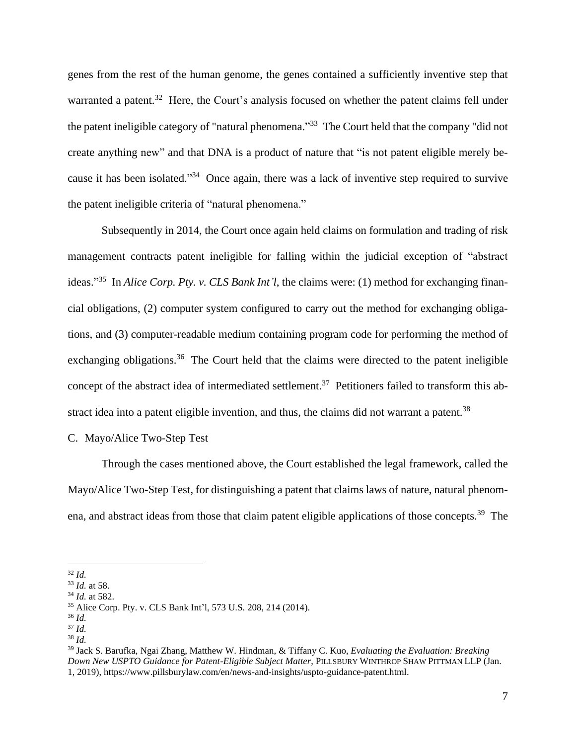genes from the rest of the human genome, the genes contained a sufficiently inventive step that warranted a patent.[32] Here, the Court's analysis focused on whether the patent claims fell under the patent ineligible category of "natural phenomena."[33] The Court held that the company "did not create anything new" and that DNA is a product of nature that "is not patent eligible merely because it has been isolated."[34] Once again, there was a lack of inventive step required to survive the patent ineligible criteria of "natural phenomena."

Subsequently in 2014, the Court once again held claims on formulation and trading of risk management contracts patent ineligible for falling within the judicial exception of "abstract ideas."[35] In *Alice Corp. Pty. v. CLS Bank Int'l*, the claims were: (1) method for exchanging financial obligations, (2) computer system configured to carry out the method for exchanging obligations, and (3) computer-readable medium containing program code for performing the method of exchanging obligations.[36] The Court held that the claims were directed to the patent ineligible concept of the abstract idea of intermediated settlement.[37] Petitioners failed to transform this abstract idea into a patent eligible invention, and thus, the claims did not warrant a patent.[38]

C. Mayo/Alice Two-Step Test

Through the cases mentioned above, the Court established the legal framework, called the Mayo/Alice Two-Step Test, for distinguishing a patent that claims laws of nature, natural phenomena, and abstract ideas from those that claim patent eligible applications of those concepts.[39] The

---

[32] *Id.*

[33] *Id.* at 58.

[34] *Id.* at 582.

[35] Alice Corp. Pty. v. CLS Bank Int'l, 573 U.S. 208, 214 (2014).

[36] *Id.*

[37] *Id.*

[38] *Id.*

[39] Jack S. Barufka, Ngai Zhang, Matthew W. Hindman, & Tiffany C. Kuo, *Evaluating the Evaluation: Breaking Down New USPTO Guidance for Patent-Eligible Subject Matter*, PILLSBURY WINTHROP SHAW PITTMAN LLP (Jan. 1, 2019), https://www.pillsburylaw.com/en/news-and-insights/uspto-guidance-patent.html.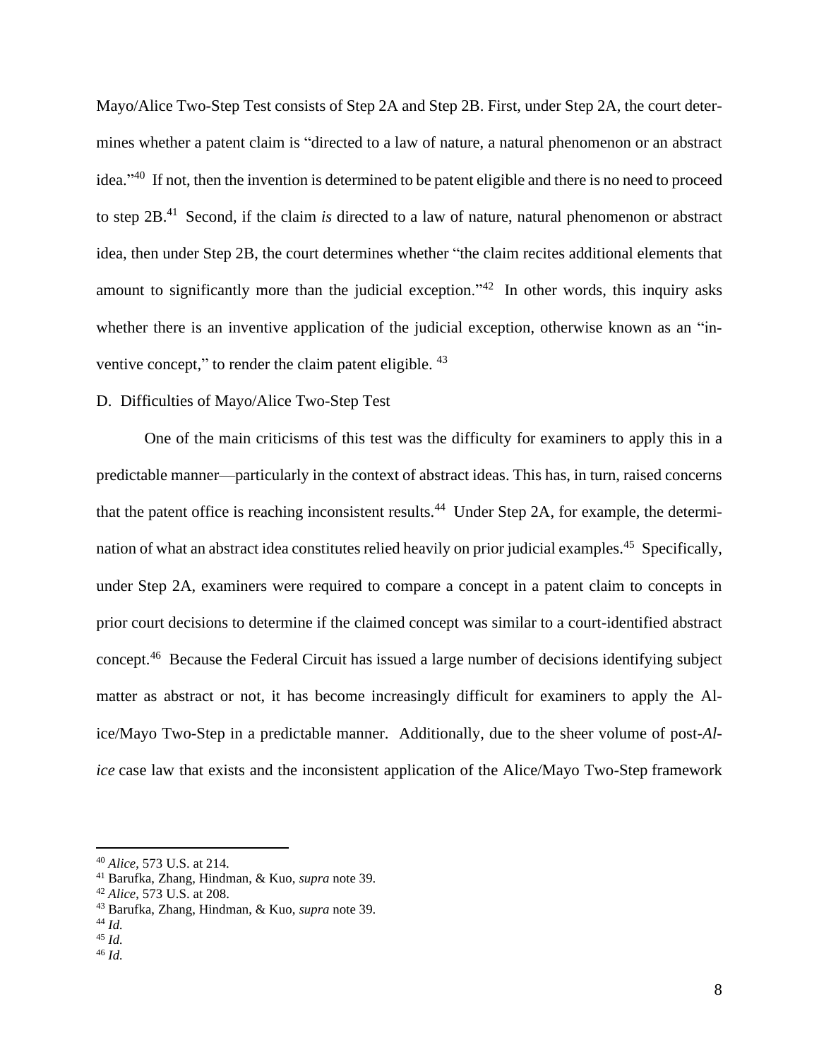Mayo/Alice Two-Step Test consists of Step 2A and Step 2B. First, under Step 2A, the court determines whether a patent claim is "directed to a law of nature, a natural phenomenon or an abstract idea."[40] If not, then the invention is determined to be patent eligible and there is no need to proceed to step 2B.[41] Second, if the claim *is* directed to a law of nature, natural phenomenon or abstract idea, then under Step 2B, the court determines whether "the claim recites additional elements that amount to significantly more than the judicial exception."[42] In other words, this inquiry asks whether there is an inventive application of the judicial exception, otherwise known as an "inventive concept," to render the claim patent eligible.[43]

D. Difficulties of Mayo/Alice Two-Step Test

One of the main criticisms of this test was the difficulty for examiners to apply this in a predictable manner—particularly in the context of abstract ideas. This has, in turn, raised concerns that the patent office is reaching inconsistent results.[44] Under Step 2A, for example, the determination of what an abstract idea constitutes relied heavily on prior judicial examples.[45] Specifically, under Step 2A, examiners were required to compare a concept in a patent claim to concepts in prior court decisions to determine if the claimed concept was similar to a court-identified abstract concept.[46] Because the Federal Circuit has issued a large number of decisions identifying subject matter as abstract or not, it has become increasingly difficult for examiners to apply the Alice/Mayo Two-Step in a predictable manner. Additionally, due to the sheer volume of post-*Alice* case law that exists and the inconsistent application of the Alice/Mayo Two-Step framework

---

[40] *Alice*, 573 U.S. at 214.
[41] Barufka, Zhang, Hindman, & Kuo, *supra* note 39.
[42] *Alice*, 573 U.S. at 208.
[43] Barufka, Zhang, Hindman, & Kuo, *supra* note 39.
[44] *Id.*
[45] *Id.*
[46] *Id.*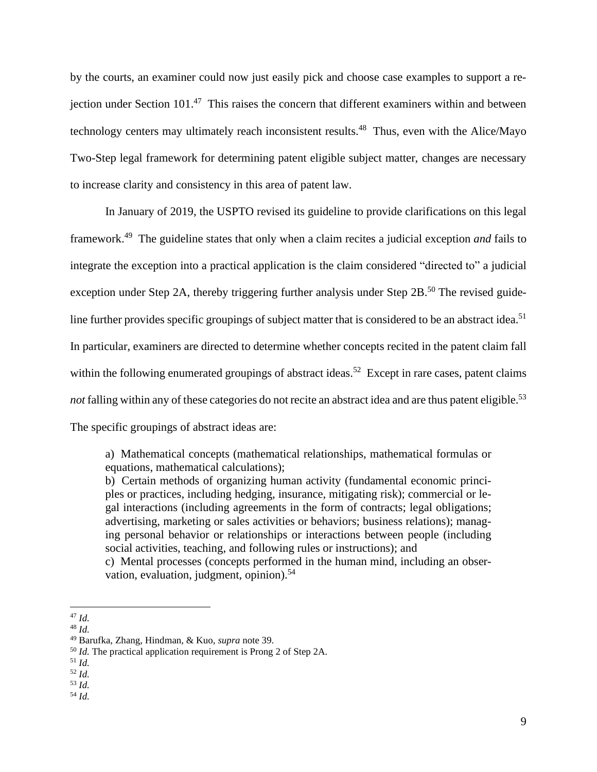by the courts, an examiner could now just easily pick and choose case examples to support a rejection under Section 101.[47] This raises the concern that different examiners within and between technology centers may ultimately reach inconsistent results.[48] Thus, even with the Alice/Mayo Two-Step legal framework for determining patent eligible subject matter, changes are necessary to increase clarity and consistency in this area of patent law.

In January of 2019, the USPTO revised its guideline to provide clarifications on this legal framework.[49] The guideline states that only when a claim recites a judicial exception *and* fails to integrate the exception into a practical application is the claim considered "directed to" a judicial exception under Step 2A, thereby triggering further analysis under Step 2B.[50] The revised guideline further provides specific groupings of subject matter that is considered to be an abstract idea.[51] In particular, examiners are directed to determine whether concepts recited in the patent claim fall within the following enumerated groupings of abstract ideas.[52] Except in rare cases, patent claims *not* falling within any of these categories do not recite an abstract idea and are thus patent eligible.[53] The specific groupings of abstract ideas are:

> a) Mathematical concepts (mathematical relationships, mathematical formulas or equations, mathematical calculations);
> b) Certain methods of organizing human activity (fundamental economic principles or practices, including hedging, insurance, mitigating risk); commercial or legal interactions (including agreements in the form of contracts; legal obligations; advertising, marketing or sales activities or behaviors; business relations); managing personal behavior or relationships or interactions between people (including social activities, teaching, and following rules or instructions); and
> c) Mental processes (concepts performed in the human mind, including an observation, evaluation, judgment, opinion).[54]

---

[47] *Id.*
[48] *Id.*
[49] Barufka, Zhang, Hindman, & Kuo, *supra* note 39.
[50] *Id.* The practical application requirement is Prong 2 of Step 2A.
[51] *Id.*
[52] *Id.*
[53] *Id.*
[54] *Id.*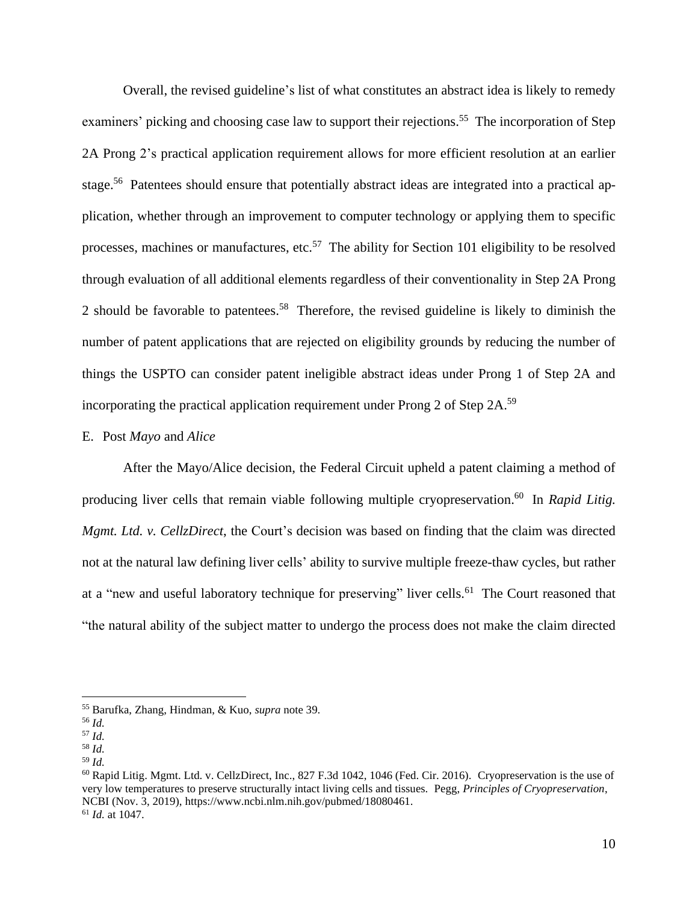Overall, the revised guideline's list of what constitutes an abstract idea is likely to remedy examiners' picking and choosing case law to support their rejections.[55] The incorporation of Step 2A Prong 2's practical application requirement allows for more efficient resolution at an earlier stage.[56] Patentees should ensure that potentially abstract ideas are integrated into a practical application, whether through an improvement to computer technology or applying them to specific processes, machines or manufactures, etc.[57] The ability for Section 101 eligibility to be resolved through evaluation of all additional elements regardless of their conventionality in Step 2A Prong 2 should be favorable to patentees.[58] Therefore, the revised guideline is likely to diminish the number of patent applications that are rejected on eligibility grounds by reducing the number of things the USPTO can consider patent ineligible abstract ideas under Prong 1 of Step 2A and incorporating the practical application requirement under Prong 2 of Step 2A.[59]

E. Post *Mayo* and *Alice*

After the Mayo/Alice decision, the Federal Circuit upheld a patent claiming a method of producing liver cells that remain viable following multiple cryopreservation.[60] In *Rapid Litig. Mgmt. Ltd. v. CellzDirect*, the Court's decision was based on finding that the claim was directed not at the natural law defining liver cells' ability to survive multiple freeze-thaw cycles, but rather at a "new and useful laboratory technique for preserving" liver cells.[61] The Court reasoned that "the natural ability of the subject matter to undergo the process does not make the claim directed

---

[55] Barufka, Zhang, Hindman, & Kuo, *supra* note 39.

[56] *Id.*

[57] *Id.*

[58] *Id.*

[59] *Id.*

[60] Rapid Litig. Mgmt. Ltd. v. CellzDirect, Inc., 827 F.3d 1042, 1046 (Fed. Cir. 2016). Cryopreservation is the use of very low temperatures to preserve structurally intact living cells and tissues. Pegg, *Principles of Cryopreservation*, NCBI (Nov. 3, 2019), https://www.ncbi.nlm.nih.gov/pubmed/18080461.

[61] *Id.* at 1047.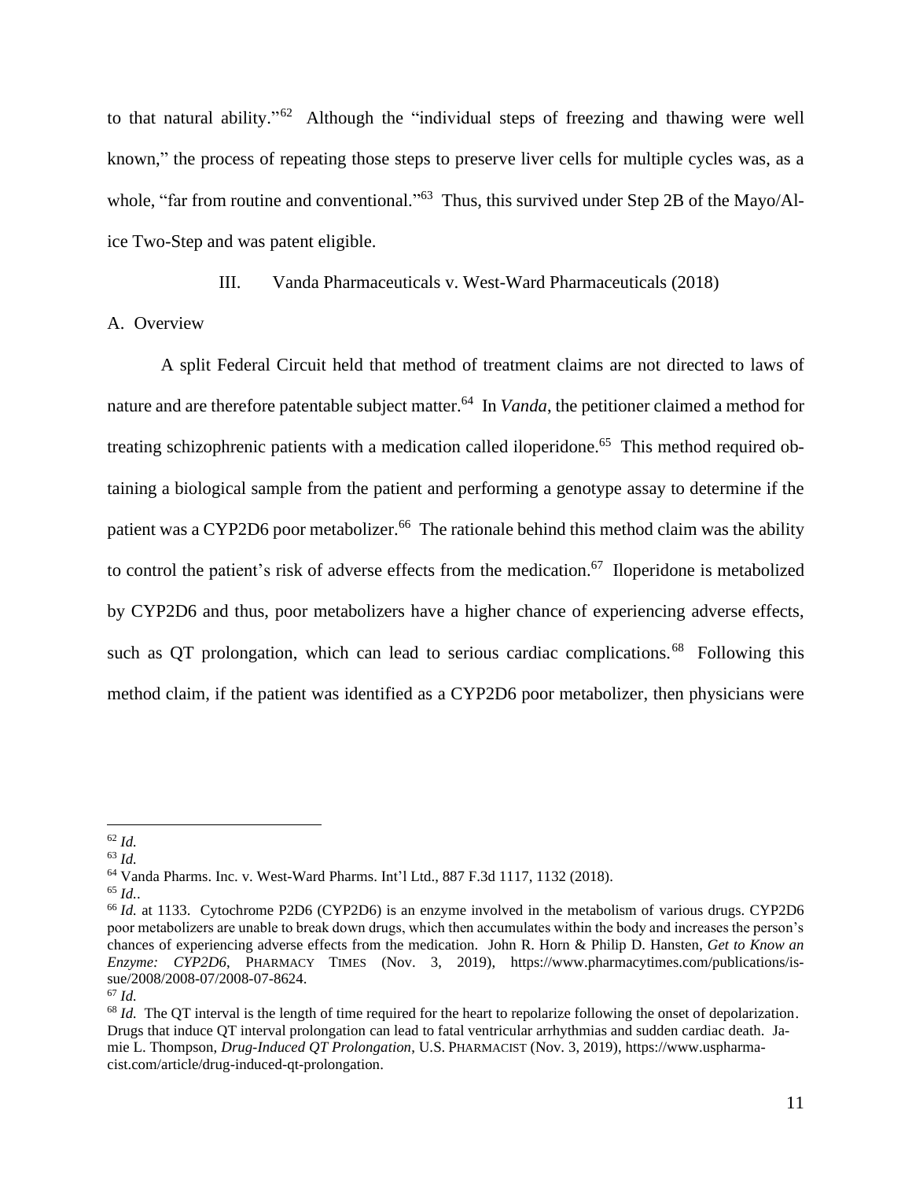to that natural ability."[62] Although the "individual steps of freezing and thawing were well known," the process of repeating those steps to preserve liver cells for multiple cycles was, as a whole, "far from routine and conventional."[63] Thus, this survived under Step 2B of the Mayo/Alice Two-Step and was patent eligible.

## III. Vanda Pharmaceuticals v. West-Ward Pharmaceuticals (2018)

### A. Overview

A split Federal Circuit held that method of treatment claims are not directed to laws of nature and are therefore patentable subject matter.[64] In *Vanda*, the petitioner claimed a method for treating schizophrenic patients with a medication called iloperidone.[65] This method required obtaining a biological sample from the patient and performing a genotype assay to determine if the patient was a CYP2D6 poor metabolizer.[66] The rationale behind this method claim was the ability to control the patient's risk of adverse effects from the medication.[67] Iloperidone is metabolized by CYP2D6 and thus, poor metabolizers have a higher chance of experiencing adverse effects, such as QT prolongation, which can lead to serious cardiac complications.[68] Following this method claim, if the patient was identified as a CYP2D6 poor metabolizer, then physicians were

---

[62] *Id.*

[63] *Id.*

[64] Vanda Pharms. Inc. v. West-Ward Pharms. Int'l Ltd., 887 F.3d 1117, 1132 (2018).

[65] *Id.*.

[66] *Id.* at 1133. Cytochrome P2D6 (CYP2D6) is an enzyme involved in the metabolism of various drugs. CYP2D6 poor metabolizers are unable to break down drugs, which then accumulates within the body and increases the person's chances of experiencing adverse effects from the medication. John R. Horn & Philip D. Hansten, *Get to Know an Enzyme: CYP2D6*, PHARMACY TIMES (Nov. 3, 2019), https://www.pharmacytimes.com/publications/issue/2008/2008-07/2008-07-8624.

[67] *Id.*

[68] *Id.* The QT interval is the length of time required for the heart to repolarize following the onset of depolarization. Drugs that induce QT interval prolongation can lead to fatal ventricular arrhythmias and sudden cardiac death. Jamie L. Thompson, *Drug-Induced QT Prolongation*, U.S. PHARMACIST (Nov. 3, 2019), https://www.uspharmacist.com/article/drug-induced-qt-prolongation.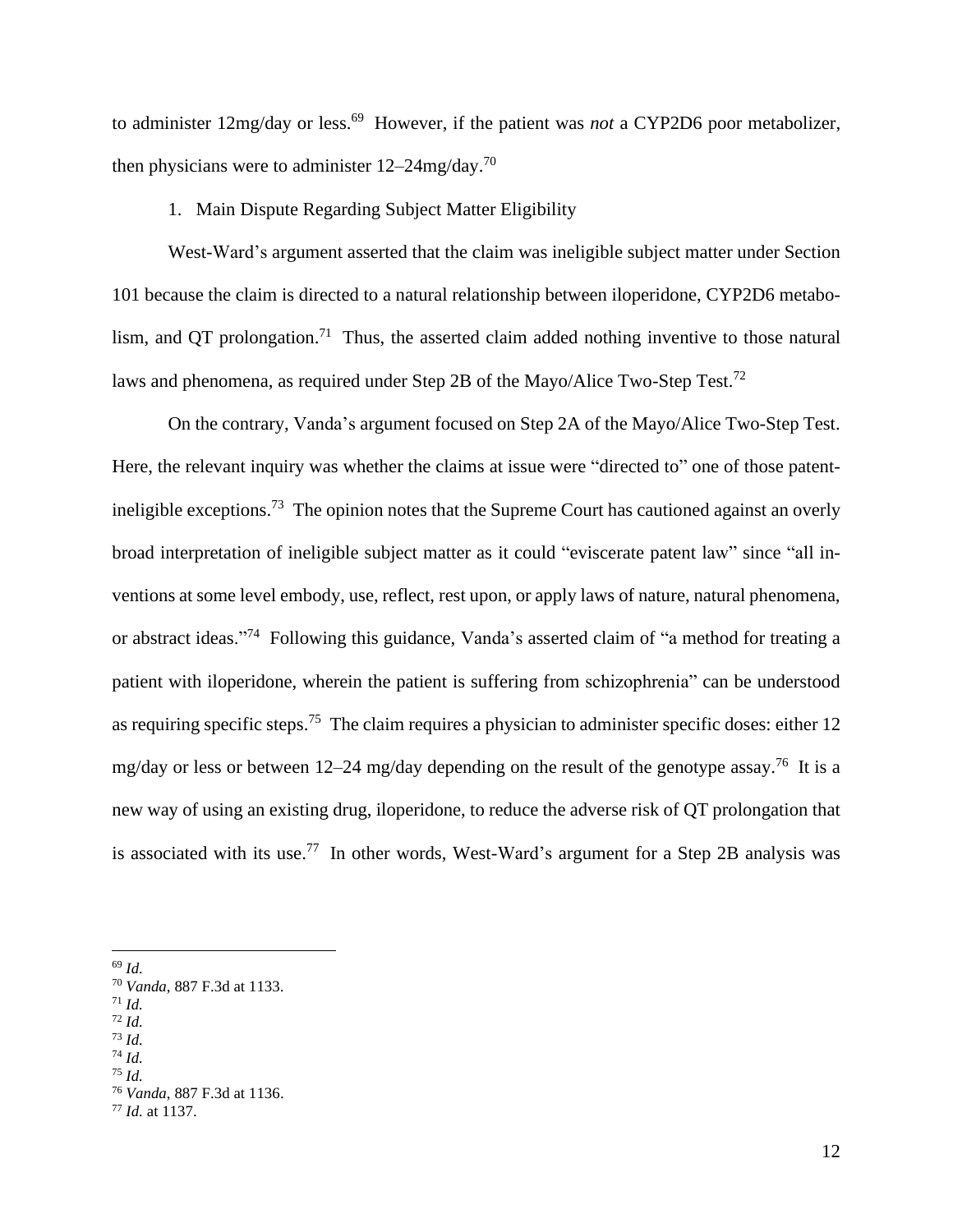to administer 12mg/day or less.[69] However, if the patient was *not* a CYP2D6 poor metabolizer, then physicians were to administer 12–24mg/day.[70]

1. Main Dispute Regarding Subject Matter Eligibility

West-Ward's argument asserted that the claim was ineligible subject matter under Section 101 because the claim is directed to a natural relationship between iloperidone, CYP2D6 metabolism, and QT prolongation.[71] Thus, the asserted claim added nothing inventive to those natural laws and phenomena, as required under Step 2B of the Mayo/Alice Two-Step Test.[72]

On the contrary, Vanda's argument focused on Step 2A of the Mayo/Alice Two-Step Test. Here, the relevant inquiry was whether the claims at issue were "directed to" one of those patent-ineligible exceptions.[73] The opinion notes that the Supreme Court has cautioned against an overly broad interpretation of ineligible subject matter as it could "eviscerate patent law" since "all inventions at some level embody, use, reflect, rest upon, or apply laws of nature, natural phenomena, or abstract ideas."[74] Following this guidance, Vanda's asserted claim of "a method for treating a patient with iloperidone, wherein the patient is suffering from schizophrenia" can be understood as requiring specific steps.[75] The claim requires a physician to administer specific doses: either 12 mg/day or less or between 12–24 mg/day depending on the result of the genotype assay.[76] It is a new way of using an existing drug, iloperidone, to reduce the adverse risk of QT prolongation that is associated with its use.[77] In other words, West-Ward's argument for a Step 2B analysis was

---

[69] *Id.*
[70] *Vanda*, 887 F.3d at 1133.
[71] *Id.*
[72] *Id.*
[73] *Id.*
[74] *Id.*
[75] *Id.*
[76] *Vanda*, 887 F.3d at 1136.
[77] *Id.* at 1137.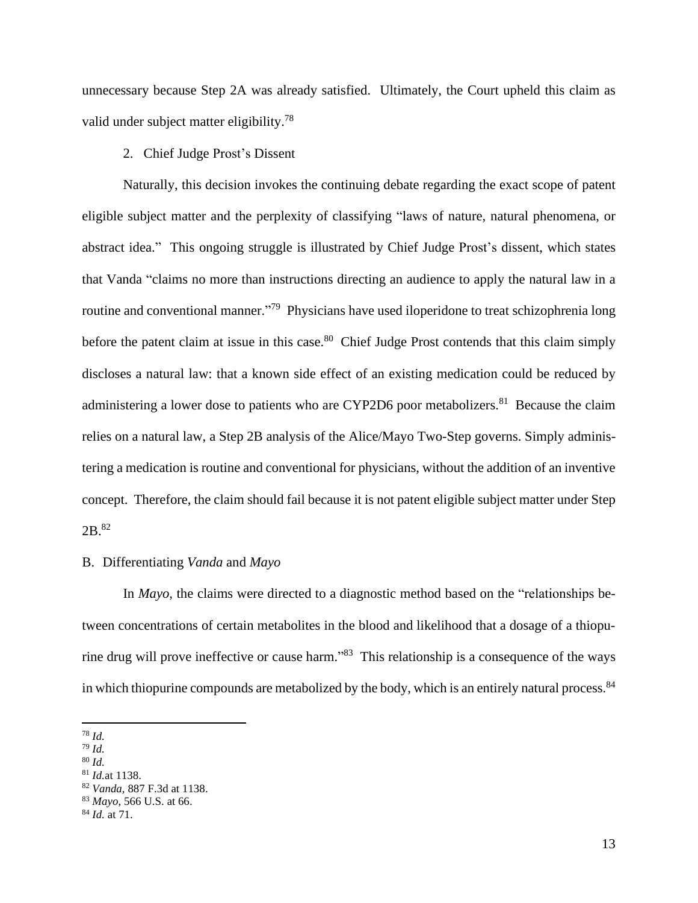unnecessary because Step 2A was already satisfied. Ultimately, the Court upheld this claim as valid under subject matter eligibility.[78]

2. Chief Judge Prost's Dissent

Naturally, this decision invokes the continuing debate regarding the exact scope of patent eligible subject matter and the perplexity of classifying "laws of nature, natural phenomena, or abstract idea." This ongoing struggle is illustrated by Chief Judge Prost's dissent, which states that Vanda "claims no more than instructions directing an audience to apply the natural law in a routine and conventional manner."[79] Physicians have used iloperidone to treat schizophrenia long before the patent claim at issue in this case.[80] Chief Judge Prost contends that this claim simply discloses a natural law: that a known side effect of an existing medication could be reduced by administering a lower dose to patients who are CYP2D6 poor metabolizers.[81] Because the claim relies on a natural law, a Step 2B analysis of the Alice/Mayo Two-Step governs. Simply administering a medication is routine and conventional for physicians, without the addition of an inventive concept. Therefore, the claim should fail because it is not patent eligible subject matter under Step 2B.[82]

B. Differentiating *Vanda* and *Mayo*

In *Mayo*, the claims were directed to a diagnostic method based on the "relationships between concentrations of certain metabolites in the blood and likelihood that a dosage of a thiopurine drug will prove ineffective or cause harm."[83] This relationship is a consequence of the ways in which thiopurine compounds are metabolized by the body, which is an entirely natural process.[84]

---

[78] *Id.*
[79] *Id.*
[80] *Id.*
[81] *Id.*at 1138.
[82] *Vanda*, 887 F.3d at 1138.
[83] *Mayo*, 566 U.S. at 66.
[84] *Id.* at 71.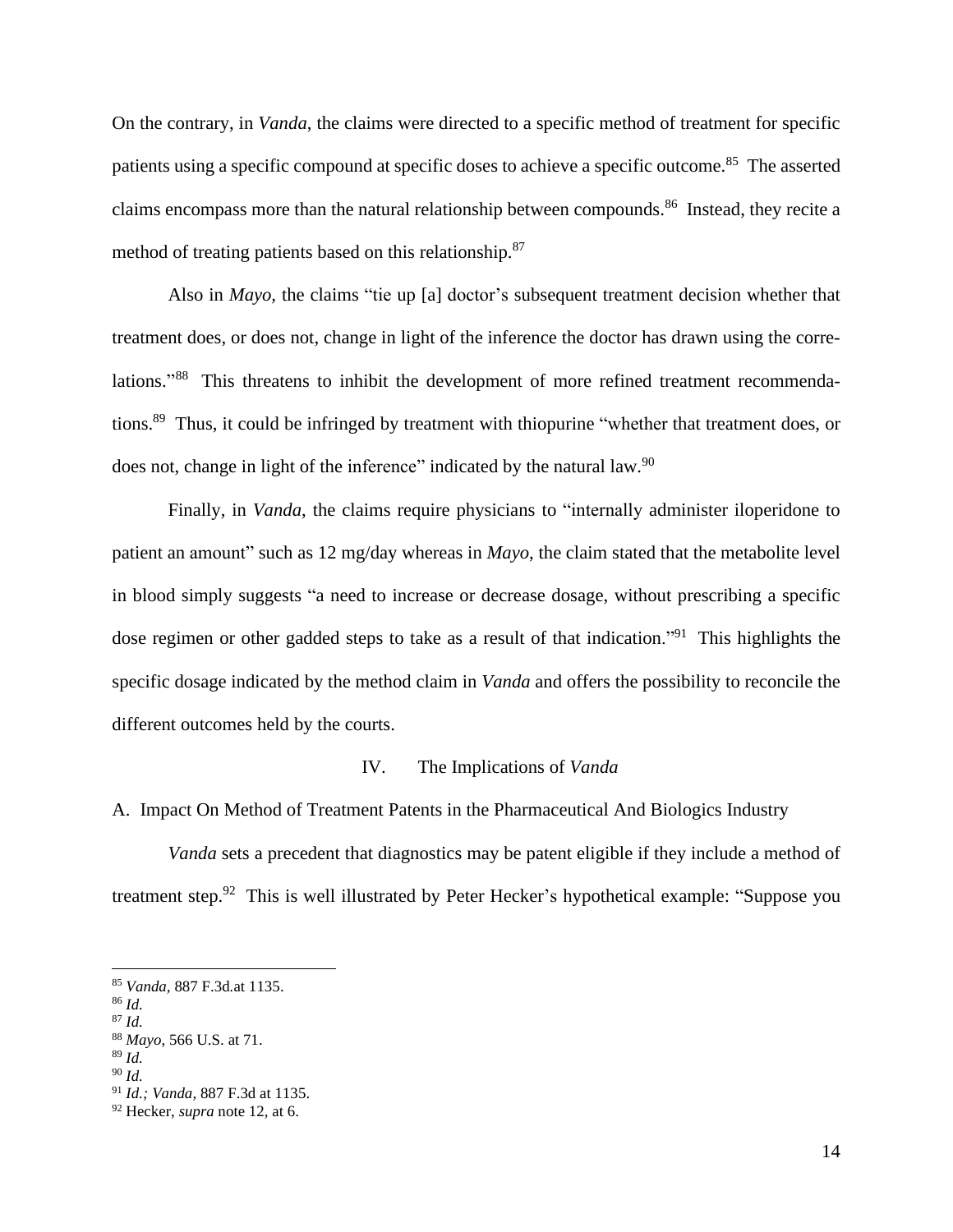On the contrary, in *Vanda*, the claims were directed to a specific method of treatment for specific patients using a specific compound at specific doses to achieve a specific outcome.[85] The asserted claims encompass more than the natural relationship between compounds.[86] Instead, they recite a method of treating patients based on this relationship.[87]

Also in *Mayo*, the claims "tie up [a] doctor's subsequent treatment decision whether that treatment does, or does not, change in light of the inference the doctor has drawn using the correlations."[88] This threatens to inhibit the development of more refined treatment recommendations.[89] Thus, it could be infringed by treatment with thiopurine "whether that treatment does, or does not, change in light of the inference" indicated by the natural law.[90]

Finally, in *Vanda*, the claims require physicians to "internally administer iloperidone to patient an amount" such as 12 mg/day whereas in *Mayo*, the claim stated that the metabolite level in blood simply suggests "a need to increase or decrease dosage, without prescribing a specific dose regimen or other gadded steps to take as a result of that indication."[91] This highlights the specific dosage indicated by the method claim in *Vanda* and offers the possibility to reconcile the different outcomes held by the courts.

## IV. The Implications of *Vanda*

### A. Impact On Method of Treatment Patents in the Pharmaceutical And Biologics Industry

*Vanda* sets a precedent that diagnostics may be patent eligible if they include a method of treatment step.[92] This is well illustrated by Peter Hecker's hypothetical example: "Suppose you

---

[85] *Vanda,* 887 F.3d.at 1135.
[86] *Id.*
[87] *Id.*
[88] *Mayo*, 566 U.S. at 71.
[89] *Id.*
[90] *Id.*
[91] *Id.; Vanda,* 887 F.3d at 1135.
[92] Hecker, *supra* note 12, at 6.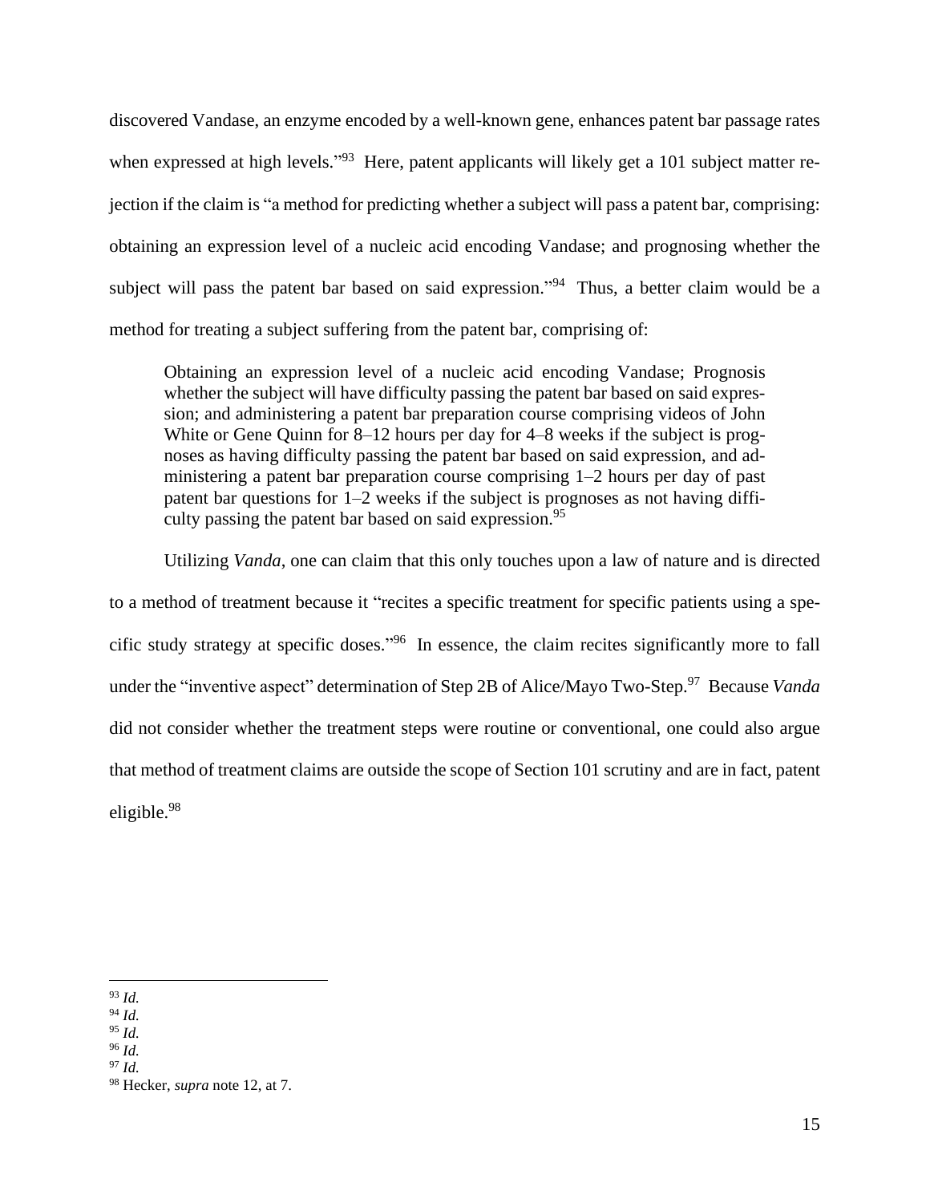discovered Vandase, an enzyme encoded by a well-known gene, enhances patent bar passage rates when expressed at high levels."[93] Here, patent applicants will likely get a 101 subject matter rejection if the claim is "a method for predicting whether a subject will pass a patent bar, comprising: obtaining an expression level of a nucleic acid encoding Vandase; and prognosing whether the subject will pass the patent bar based on said expression."[94] Thus, a better claim would be a method for treating a subject suffering from the patent bar, comprising of:

> Obtaining an expression level of a nucleic acid encoding Vandase; Prognosis whether the subject will have difficulty passing the patent bar based on said expression; and administering a patent bar preparation course comprising videos of John White or Gene Quinn for 8–12 hours per day for 4–8 weeks if the subject is prognoses as having difficulty passing the patent bar based on said expression, and administering a patent bar preparation course comprising 1–2 hours per day of past patent bar questions for 1–2 weeks if the subject is prognoses as not having difficulty passing the patent bar based on said expression.[95]

Utilizing *Vanda*, one can claim that this only touches upon a law of nature and is directed to a method of treatment because it "recites a specific treatment for specific patients using a specific study strategy at specific doses."[96] In essence, the claim recites significantly more to fall under the "inventive aspect" determination of Step 2B of Alice/Mayo Two-Step.[97] Because *Vanda* did not consider whether the treatment steps were routine or conventional, one could also argue that method of treatment claims are outside the scope of Section 101 scrutiny and are in fact, patent eligible.[98]

---

[93] *Id.*

[94] *Id.*

[95] *Id.*

[96] *Id.*

[97] *Id.*

[98] Hecker, *supra* note 12, at 7.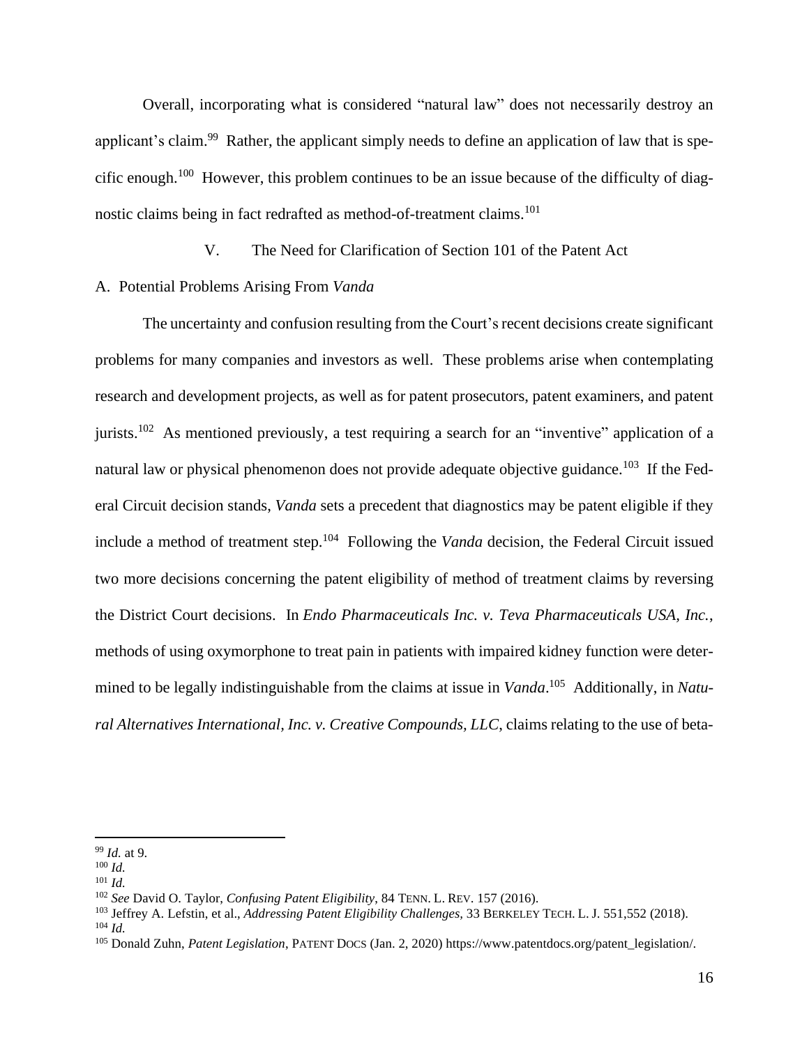Overall, incorporating what is considered "natural law" does not necessarily destroy an applicant's claim.[99] Rather, the applicant simply needs to define an application of law that is specific enough.[100] However, this problem continues to be an issue because of the difficulty of diagnostic claims being in fact redrafted as method-of-treatment claims.[101]

## V. The Need for Clarification of Section 101 of the Patent Act

### A. Potential Problems Arising From *Vanda*

The uncertainty and confusion resulting from the Court's recent decisions create significant problems for many companies and investors as well. These problems arise when contemplating research and development projects, as well as for patent prosecutors, patent examiners, and patent jurists.[102] As mentioned previously, a test requiring a search for an "inventive" application of a natural law or physical phenomenon does not provide adequate objective guidance.[103] If the Federal Circuit decision stands, *Vanda* sets a precedent that diagnostics may be patent eligible if they include a method of treatment step.[104] Following the *Vanda* decision, the Federal Circuit issued two more decisions concerning the patent eligibility of method of treatment claims by reversing the District Court decisions. In *Endo Pharmaceuticals Inc. v. Teva Pharmaceuticals USA, Inc.*, methods of using oxymorphone to treat pain in patients with impaired kidney function were determined to be legally indistinguishable from the claims at issue in *Vanda*.[105] Additionally, in *Natural Alternatives International, Inc. v. Creative Compounds, LLC*, claims relating to the use of beta-

---

[99] *Id.* at 9.
[100] *Id.*
[101] *Id.*
[102] *See* David O. Taylor, *Confusing Patent Eligibility*, 84 TENN. L. REV. 157 (2016).
[103] Jeffrey A. Lefstin, et al., *Addressing Patent Eligibility Challenges*, 33 BERKELEY TECH. L. J. 551,552 (2018).
[104] *Id.*
[105] Donald Zuhn, *Patent Legislation*, PATENT DOCS (Jan. 2, 2020) https://www.patentdocs.org/patent_legislation/.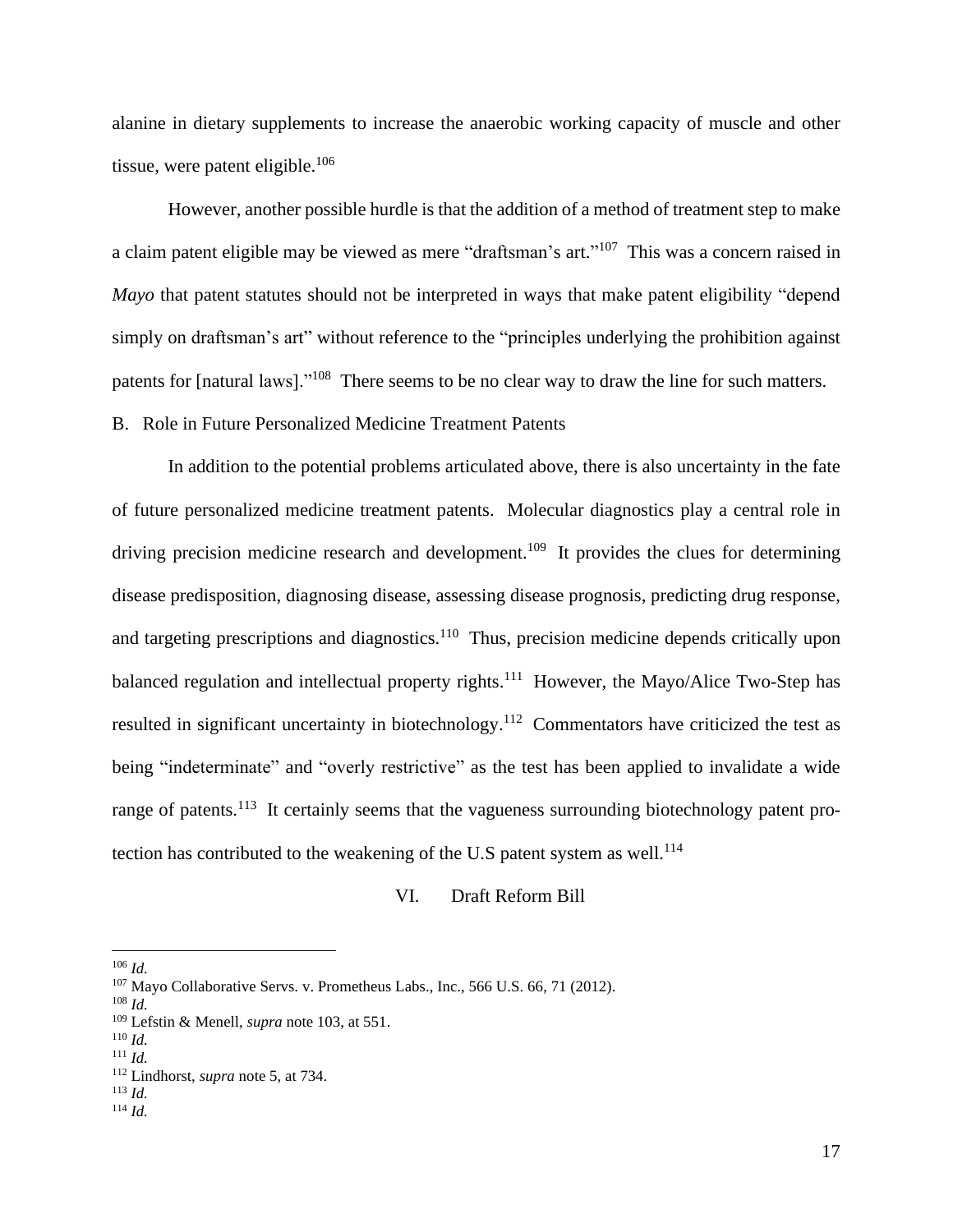alanine in dietary supplements to increase the anaerobic working capacity of muscle and other tissue, were patent eligible.[106]

However, another possible hurdle is that the addition of a method of treatment step to make a claim patent eligible may be viewed as mere "draftsman's art."[107] This was a concern raised in *Mayo* that patent statutes should not be interpreted in ways that make patent eligibility "depend simply on draftsman's art" without reference to the "principles underlying the prohibition against patents for [natural laws]."[108] There seems to be no clear way to draw the line for such matters.

### B. Role in Future Personalized Medicine Treatment Patents

In addition to the potential problems articulated above, there is also uncertainty in the fate of future personalized medicine treatment patents. Molecular diagnostics play a central role in driving precision medicine research and development.[109] It provides the clues for determining disease predisposition, diagnosing disease, assessing disease prognosis, predicting drug response, and targeting prescriptions and diagnostics.[110] Thus, precision medicine depends critically upon balanced regulation and intellectual property rights.[111] However, the Mayo/Alice Two-Step has resulted in significant uncertainty in biotechnology.[112] Commentators have criticized the test as being "indeterminate" and "overly restrictive" as the test has been applied to invalidate a wide range of patents.[113] It certainly seems that the vagueness surrounding biotechnology patent protection has contributed to the weakening of the U.S patent system as well.[114]

## VI. Draft Reform Bill

---

[106] *Id.*
[107] Mayo Collaborative Servs. v. Prometheus Labs., Inc., 566 U.S. 66, 71 (2012).
[108] *Id.*
[109] Lefstin & Menell, *supra* note 103, at 551.
[110] *Id.*
[111] *Id.*
[112] Lindhorst, *supra* note 5, at 734.
[113] *Id.*
[114] *Id.*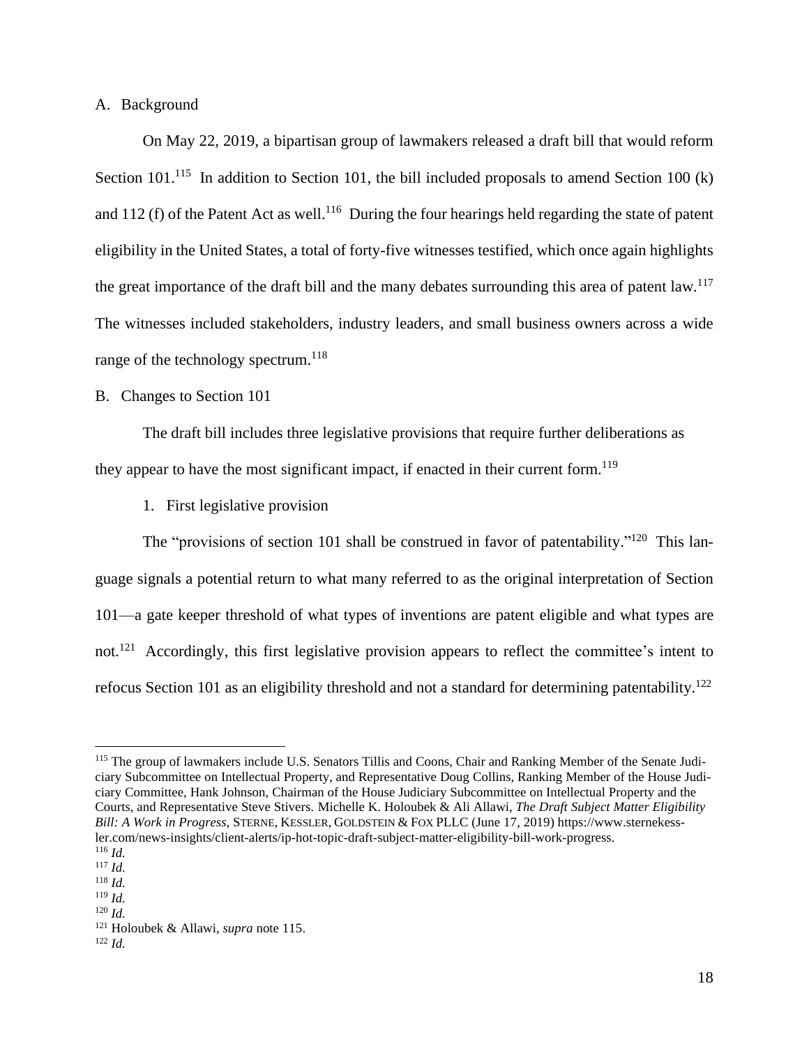### A. Background

On May 22, 2019, a bipartisan group of lawmakers released a draft bill that would reform Section 101.[115] In addition to Section 101, the bill included proposals to amend Section 100 (k) and 112 (f) of the Patent Act as well.[116] During the four hearings held regarding the state of patent eligibility in the United States, a total of forty-five witnesses testified, which once again highlights the great importance of the draft bill and the many debates surrounding this area of patent law.[117] The witnesses included stakeholders, industry leaders, and small business owners across a wide range of the technology spectrum.[118]

### B. Changes to Section 101

The draft bill includes three legislative provisions that require further deliberations as they appear to have the most significant impact, if enacted in their current form.[119]

#### 1. First legislative provision

The "provisions of section 101 shall be construed in favor of patentability."[120] This language signals a potential return to what many referred to as the original interpretation of Section 101—a gate keeper threshold of what types of inventions are patent eligible and what types are not.[121] Accordingly, this first legislative provision appears to reflect the committee's intent to refocus Section 101 as an eligibility threshold and not a standard for determining patentability.[122]

---

[115] The group of lawmakers include U.S. Senators Tillis and Coons, Chair and Ranking Member of the Senate Judiciary Subcommittee on Intellectual Property, and Representative Doug Collins, Ranking Member of the House Judiciary Committee, Hank Johnson, Chairman of the House Judiciary Subcommittee on Intellectual Property and the Courts, and Representative Steve Stivers. Michelle K. Holoubek & Ali Allawi, *The Draft Subject Matter Eligibility Bill: A Work in Progress*, STERNE, KESSLER, GOLDSTEIN & FOX PLLC (June 17, 2019) https://www.sternekessler.com/news-insights/client-alerts/ip-hot-topic-draft-subject-matter-eligibility-bill-work-progress.

[116] *Id.*

[117] *Id.*

[118] *Id.*

[119] *Id.*

[120] *Id.*

[121] Holoubek & Allawi, *supra* note 115.

[122] *Id.*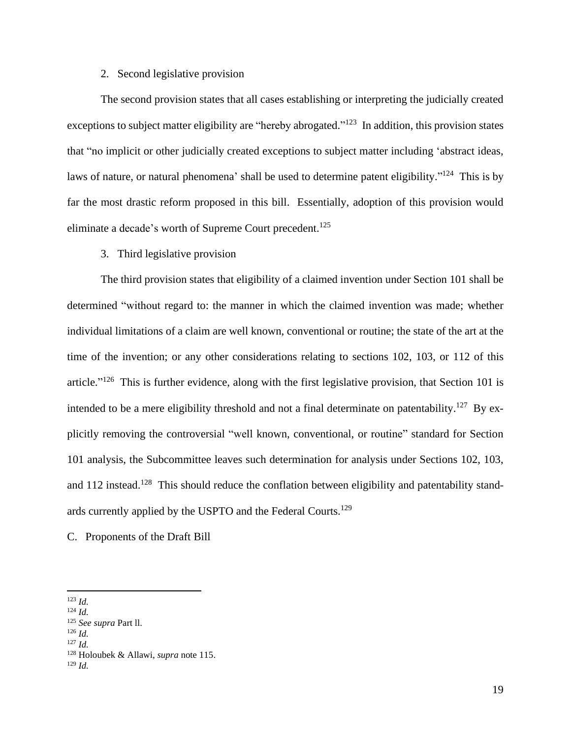### 2. Second legislative provision

The second provision states that all cases establishing or interpreting the judicially created exceptions to subject matter eligibility are "hereby abrogated."[123] In addition, this provision states that "no implicit or other judicially created exceptions to subject matter including 'abstract ideas, laws of nature, or natural phenomena' shall be used to determine patent eligibility."[124] This is by far the most drastic reform proposed in this bill. Essentially, adoption of this provision would eliminate a decade's worth of Supreme Court precedent.[125]

### 3. Third legislative provision

The third provision states that eligibility of a claimed invention under Section 101 shall be determined "without regard to: the manner in which the claimed invention was made; whether individual limitations of a claim are well known, conventional or routine; the state of the art at the time of the invention; or any other considerations relating to sections 102, 103, or 112 of this article."[126] This is further evidence, along with the first legislative provision, that Section 101 is intended to be a mere eligibility threshold and not a final determinate on patentability.[127] By explicitly removing the controversial "well known, conventional, or routine" standard for Section 101 analysis, the Subcommittee leaves such determination for analysis under Sections 102, 103, and 112 instead.[128] This should reduce the conflation between eligibility and patentability standards currently applied by the USPTO and the Federal Courts.[129]

## C. Proponents of the Draft Bill

---

[123] *Id.*
[124] *Id.*
[125] *See supra* Part ll.
[126] *Id.*
[127] *Id.*
[128] Holoubek & Allawi, *supra* note 115.
[129] *Id.*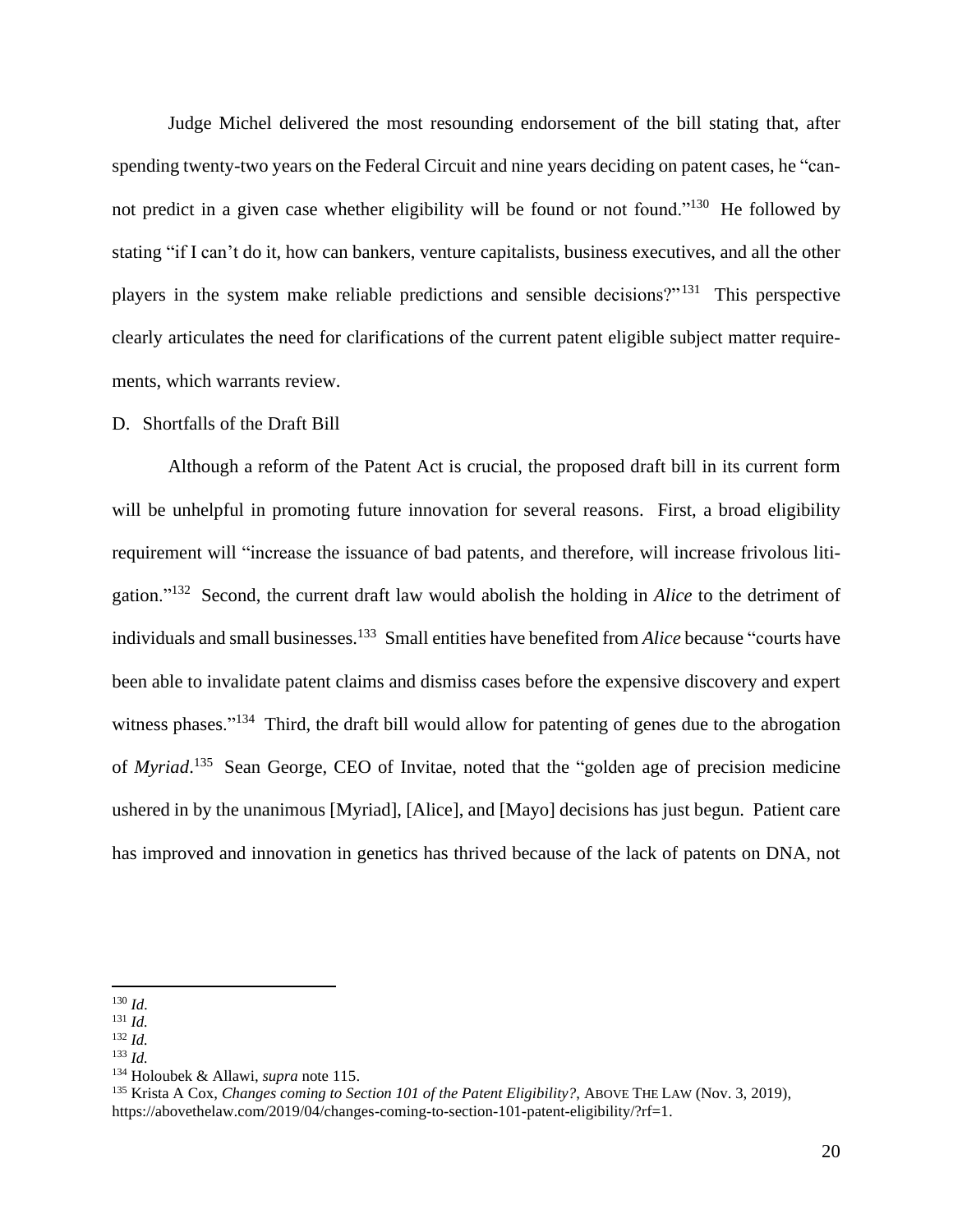Judge Michel delivered the most resounding endorsement of the bill stating that, after spending twenty-two years on the Federal Circuit and nine years deciding on patent cases, he "cannot predict in a given case whether eligibility will be found or not found."[130] He followed by stating "if I can't do it, how can bankers, venture capitalists, business executives, and all the other players in the system make reliable predictions and sensible decisions?"[131] This perspective clearly articulates the need for clarifications of the current patent eligible subject matter requirements, which warrants review.

D. Shortfalls of the Draft Bill

Although a reform of the Patent Act is crucial, the proposed draft bill in its current form will be unhelpful in promoting future innovation for several reasons. First, a broad eligibility requirement will "increase the issuance of bad patents, and therefore, will increase frivolous litigation."[132] Second, the current draft law would abolish the holding in *Alice* to the detriment of individuals and small businesses.[133] Small entities have benefited from *Alice* because "courts have been able to invalidate patent claims and dismiss cases before the expensive discovery and expert witness phases."[134] Third, the draft bill would allow for patenting of genes due to the abrogation of *Myriad*.[135] Sean George, CEO of Invitae, noted that the "golden age of precision medicine ushered in by the unanimous [Myriad], [Alice], and [Mayo] decisions has just begun. Patient care has improved and innovation in genetics has thrived because of the lack of patents on DNA, not

---

[130] *Id.*
[131] *Id.*
[132] *Id.*
[133] *Id.*
[134] Holoubek & Allawi, *supra* note 115.
[135] Krista A Cox, *Changes coming to Section 101 of the Patent Eligibility?*, ABOVE THE LAW (Nov. 3, 2019), https://abovethelaw.com/2019/04/changes-coming-to-section-101-patent-eligibility/?rf=1.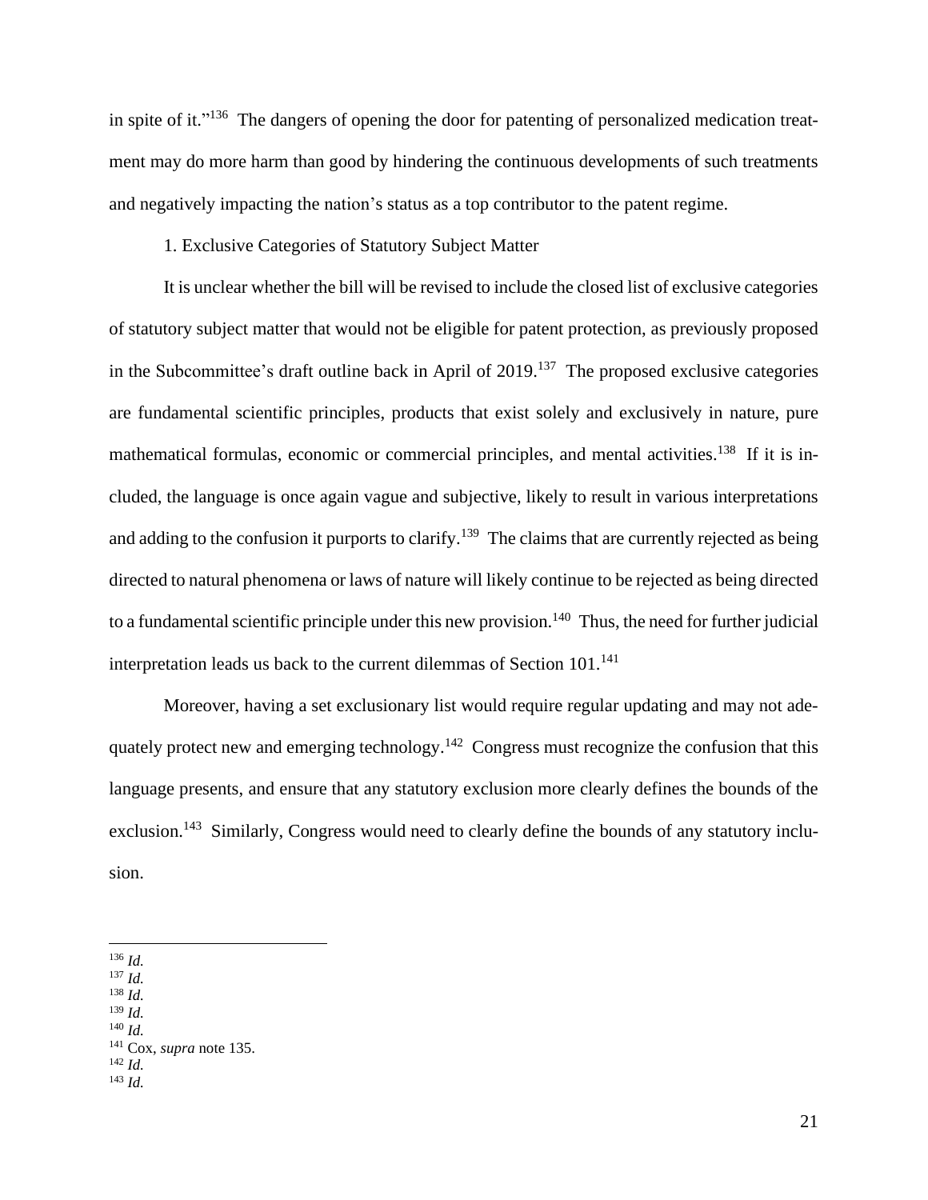in spite of it."[136] The dangers of opening the door for patenting of personalized medication treatment may do more harm than good by hindering the continuous developments of such treatments and negatively impacting the nation's status as a top contributor to the patent regime.

1. Exclusive Categories of Statutory Subject Matter

It is unclear whether the bill will be revised to include the closed list of exclusive categories of statutory subject matter that would not be eligible for patent protection, as previously proposed in the Subcommittee's draft outline back in April of 2019.[137] The proposed exclusive categories are fundamental scientific principles, products that exist solely and exclusively in nature, pure mathematical formulas, economic or commercial principles, and mental activities.[138] If it is included, the language is once again vague and subjective, likely to result in various interpretations and adding to the confusion it purports to clarify.[139] The claims that are currently rejected as being directed to natural phenomena or laws of nature will likely continue to be rejected as being directed to a fundamental scientific principle under this new provision.[140] Thus, the need for further judicial interpretation leads us back to the current dilemmas of Section 101.[141]

Moreover, having a set exclusionary list would require regular updating and may not adequately protect new and emerging technology.[142] Congress must recognize the confusion that this language presents, and ensure that any statutory exclusion more clearly defines the bounds of the exclusion.[143] Similarly, Congress would need to clearly define the bounds of any statutory inclusion.

---

[136] *Id.*
[137] *Id.*
[138] *Id.*
[139] *Id.*
[140] *Id.*
[141] Cox, *supra* note 135.
[142] *Id.*
[143] *Id.*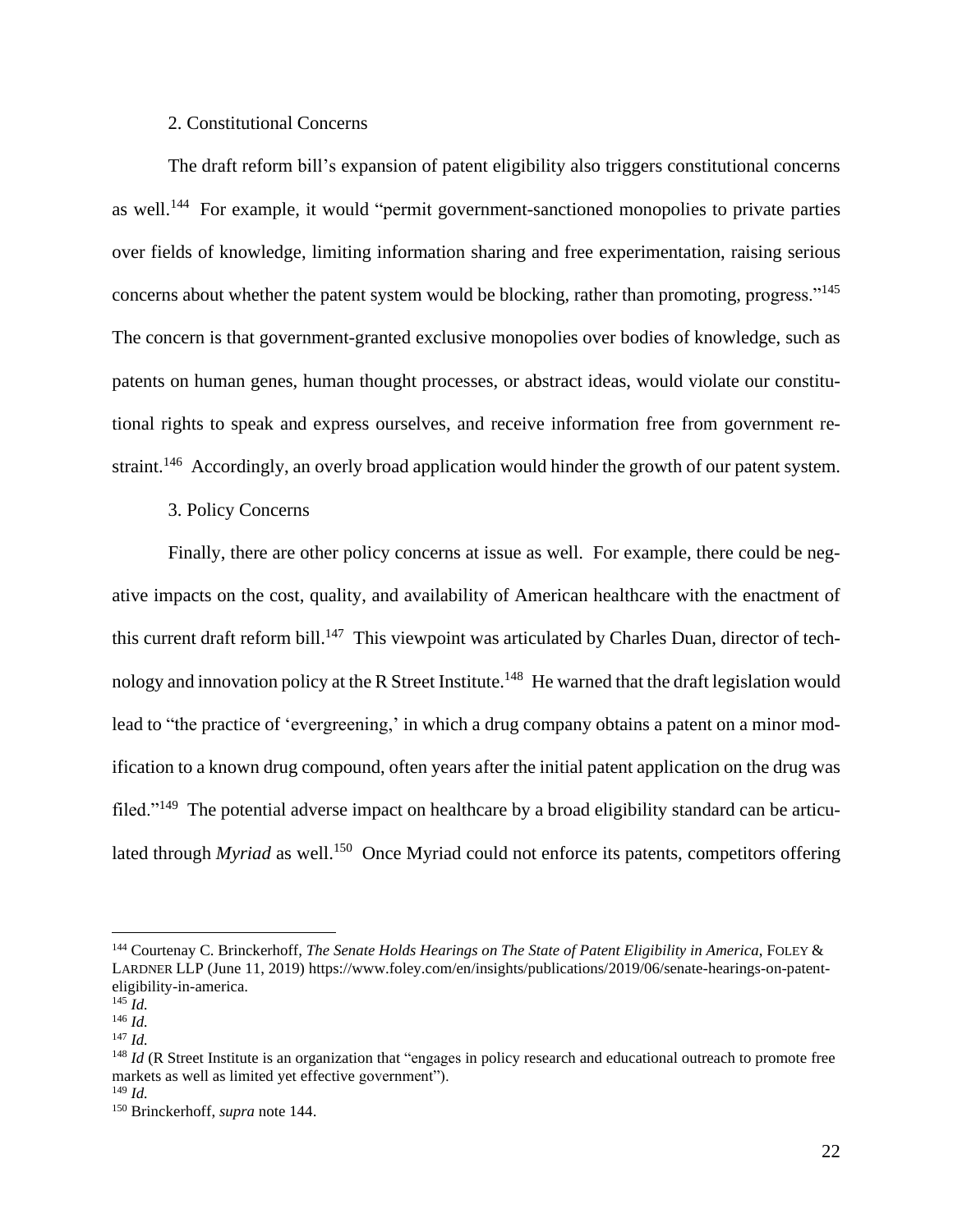### 2. Constitutional Concerns

The draft reform bill's expansion of patent eligibility also triggers constitutional concerns as well.[144] For example, it would "permit government-sanctioned monopolies to private parties over fields of knowledge, limiting information sharing and free experimentation, raising serious concerns about whether the patent system would be blocking, rather than promoting, progress."[145] The concern is that government-granted exclusive monopolies over bodies of knowledge, such as patents on human genes, human thought processes, or abstract ideas, would violate our constitutional rights to speak and express ourselves, and receive information free from government restraint.[146] Accordingly, an overly broad application would hinder the growth of our patent system.

### 3. Policy Concerns

Finally, there are other policy concerns at issue as well. For example, there could be negative impacts on the cost, quality, and availability of American healthcare with the enactment of this current draft reform bill.[147] This viewpoint was articulated by Charles Duan, director of technology and innovation policy at the R Street Institute.[148] He warned that the draft legislation would lead to "the practice of 'evergreening,' in which a drug company obtains a patent on a minor modification to a known drug compound, often years after the initial patent application on the drug was filed."[149] The potential adverse impact on healthcare by a broad eligibility standard can be articulated through *Myriad* as well.[150] Once Myriad could not enforce its patents, competitors offering

---

[144] Courtenay C. Brinckerhoff, *The Senate Holds Hearings on The State of Patent Eligibility in America*, FOLEY & LARDNER LLP (June 11, 2019) https://www.foley.com/en/insights/publications/2019/06/senate-hearings-on-patent-eligibility-in-america.

[145] *Id.*

[146] *Id.*

[147] *Id.*

[148] *Id* (R Street Institute is an organization that "engages in policy research and educational outreach to promote free markets as well as limited yet effective government").

[149] *Id.*

[150] Brinckerhoff, *supra* note 144.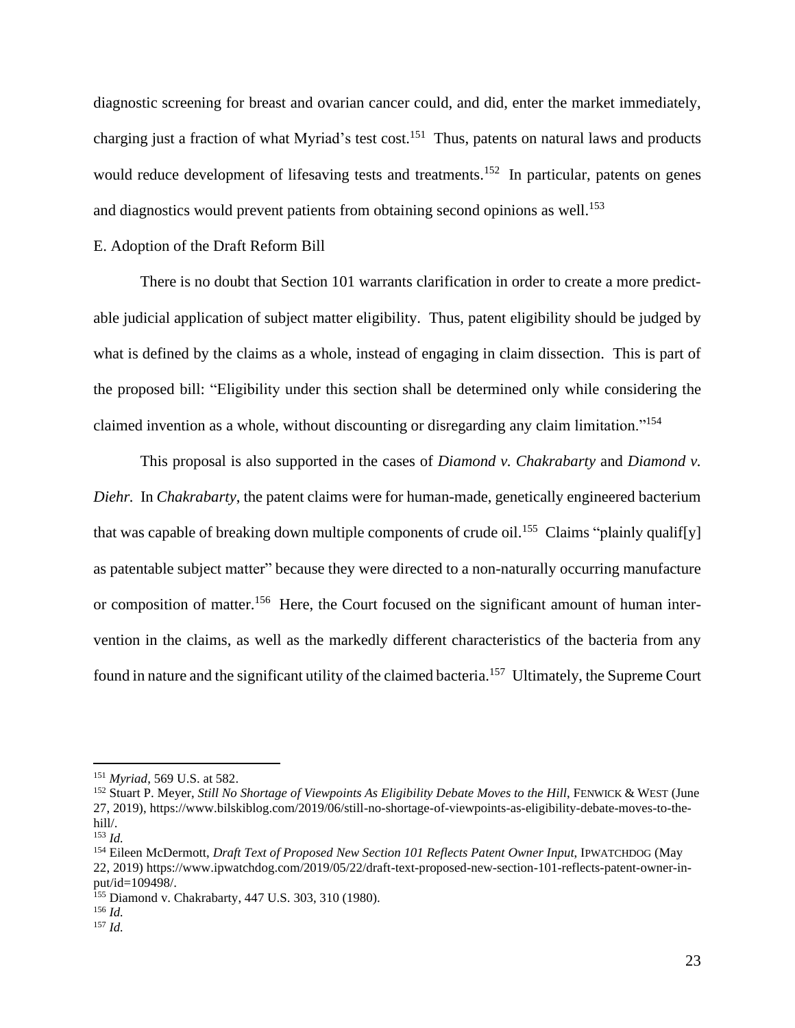diagnostic screening for breast and ovarian cancer could, and did, enter the market immediately, charging just a fraction of what Myriad's test cost.[151] Thus, patents on natural laws and products would reduce development of lifesaving tests and treatments.[152] In particular, patents on genes and diagnostics would prevent patients from obtaining second opinions as well.[153]

E. Adoption of the Draft Reform Bill

There is no doubt that Section 101 warrants clarification in order to create a more predictable judicial application of subject matter eligibility. Thus, patent eligibility should be judged by what is defined by the claims as a whole, instead of engaging in claim dissection. This is part of the proposed bill: "Eligibility under this section shall be determined only while considering the claimed invention as a whole, without discounting or disregarding any claim limitation."[154]

This proposal is also supported in the cases of *Diamond v. Chakrabarty* and *Diamond v. Diehr*. In *Chakrabarty*, the patent claims were for human-made, genetically engineered bacterium that was capable of breaking down multiple components of crude oil.[155] Claims "plainly qualif[y] as patentable subject matter" because they were directed to a non-naturally occurring manufacture or composition of matter.[156] Here, the Court focused on the significant amount of human intervention in the claims, as well as the markedly different characteristics of the bacteria from any found in nature and the significant utility of the claimed bacteria.[157] Ultimately, the Supreme Court

---

[151] *Myriad*, 569 U.S. at 582.

[152] Stuart P. Meyer, *Still No Shortage of Viewpoints As Eligibility Debate Moves to the Hill*, FENWICK & WEST (June 27, 2019), https://www.bilskiblog.com/2019/06/still-no-shortage-of-viewpoints-as-eligibility-debate-moves-to-the-hill/.

[153] *Id.*

[154] Eileen McDermott, *Draft Text of Proposed New Section 101 Reflects Patent Owner Input*, IPWATCHDOG (May 22, 2019) https://www.ipwatchdog.com/2019/05/22/draft-text-proposed-new-section-101-reflects-patent-owner-input/id=109498/.

[155] Diamond v. Chakrabarty, 447 U.S. 303, 310 (1980).

[156] *Id.*

[157] *Id.*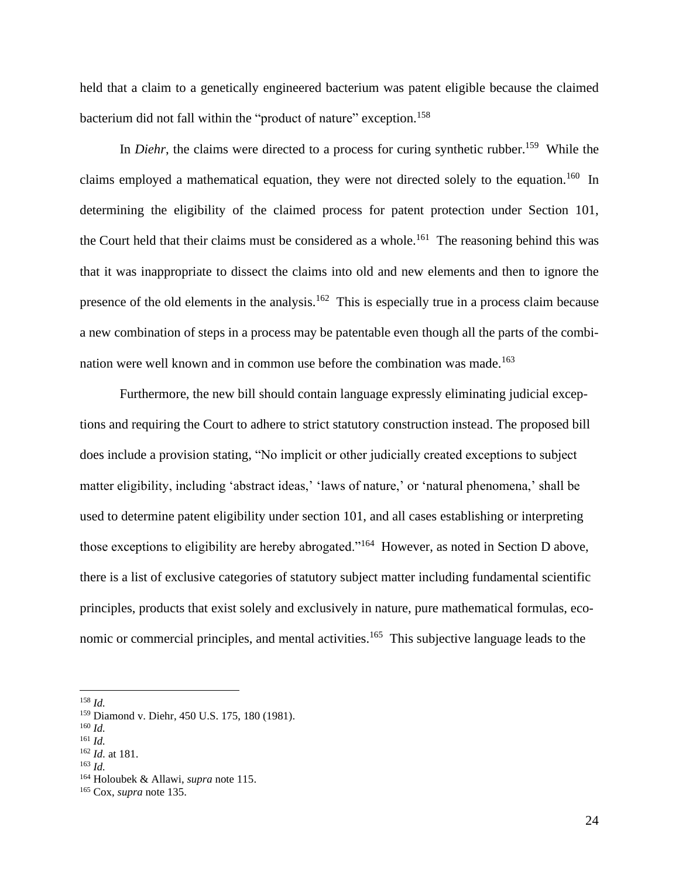held that a claim to a genetically engineered bacterium was patent eligible because the claimed bacterium did not fall within the "product of nature" exception.[158]

In *Diehr*, the claims were directed to a process for curing synthetic rubber.[159] While the claims employed a mathematical equation, they were not directed solely to the equation.[160] In determining the eligibility of the claimed process for patent protection under Section 101, the Court held that their claims must be considered as a whole.[161] The reasoning behind this was that it was inappropriate to dissect the claims into old and new elements and then to ignore the presence of the old elements in the analysis.[162] This is especially true in a process claim because a new combination of steps in a process may be patentable even though all the parts of the combination were well known and in common use before the combination was made.[163]

Furthermore, the new bill should contain language expressly eliminating judicial exceptions and requiring the Court to adhere to strict statutory construction instead. The proposed bill does include a provision stating, "No implicit or other judicially created exceptions to subject matter eligibility, including 'abstract ideas,' 'laws of nature,' or 'natural phenomena,' shall be used to determine patent eligibility under section 101, and all cases establishing or interpreting those exceptions to eligibility are hereby abrogated."[164] However, as noted in Section D above, there is a list of exclusive categories of statutory subject matter including fundamental scientific principles, products that exist solely and exclusively in nature, pure mathematical formulas, economic or commercial principles, and mental activities.[165] This subjective language leads to the

---

[158] *Id.*
[159] Diamond v. Diehr, 450 U.S. 175, 180 (1981).
[160] *Id.*
[161] *Id.*
[162] *Id.* at 181.
[163] *Id.*
[164] Holoubek & Allawi, *supra* note 115.
[165] Cox, *supra* note 135.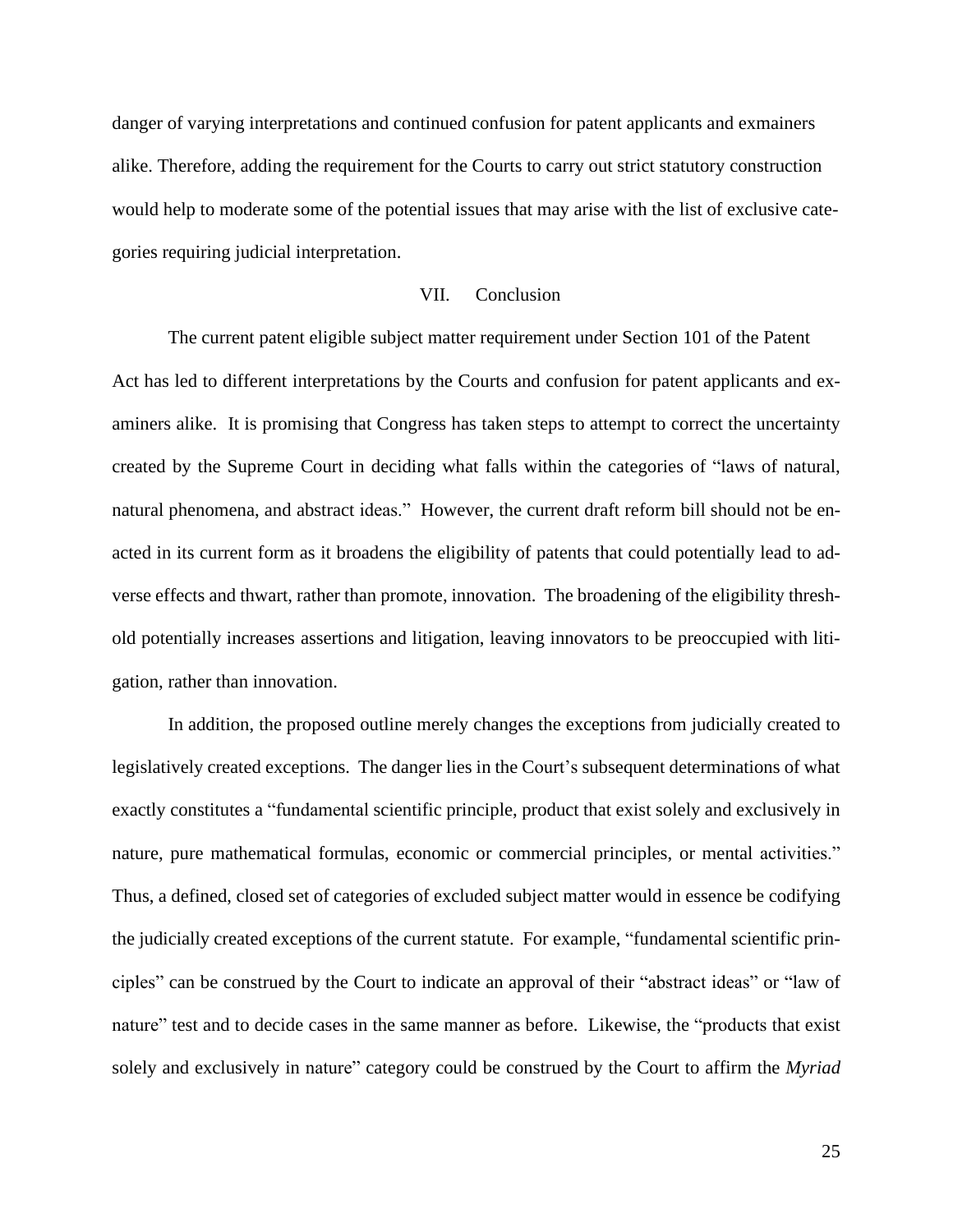danger of varying interpretations and continued confusion for patent applicants and exmainers alike. Therefore, adding the requirement for the Courts to carry out strict statutory construction would help to moderate some of the potential issues that may arise with the list of exclusive categories requiring judicial interpretation.

## VII. Conclusion

The current patent eligible subject matter requirement under Section 101 of the Patent Act has led to different interpretations by the Courts and confusion for patent applicants and examiners alike. It is promising that Congress has taken steps to attempt to correct the uncertainty created by the Supreme Court in deciding what falls within the categories of "laws of natural, natural phenomena, and abstract ideas." However, the current draft reform bill should not be enacted in its current form as it broadens the eligibility of patents that could potentially lead to adverse effects and thwart, rather than promote, innovation. The broadening of the eligibility threshold potentially increases assertions and litigation, leaving innovators to be preoccupied with litigation, rather than innovation.

In addition, the proposed outline merely changes the exceptions from judicially created to legislatively created exceptions. The danger lies in the Court's subsequent determinations of what exactly constitutes a "fundamental scientific principle, product that exist solely and exclusively in nature, pure mathematical formulas, economic or commercial principles, or mental activities." Thus, a defined, closed set of categories of excluded subject matter would in essence be codifying the judicially created exceptions of the current statute. For example, "fundamental scientific principles" can be construed by the Court to indicate an approval of their "abstract ideas" or "law of nature" test and to decide cases in the same manner as before. Likewise, the "products that exist solely and exclusively in nature" category could be construed by the Court to affirm the *Myriad*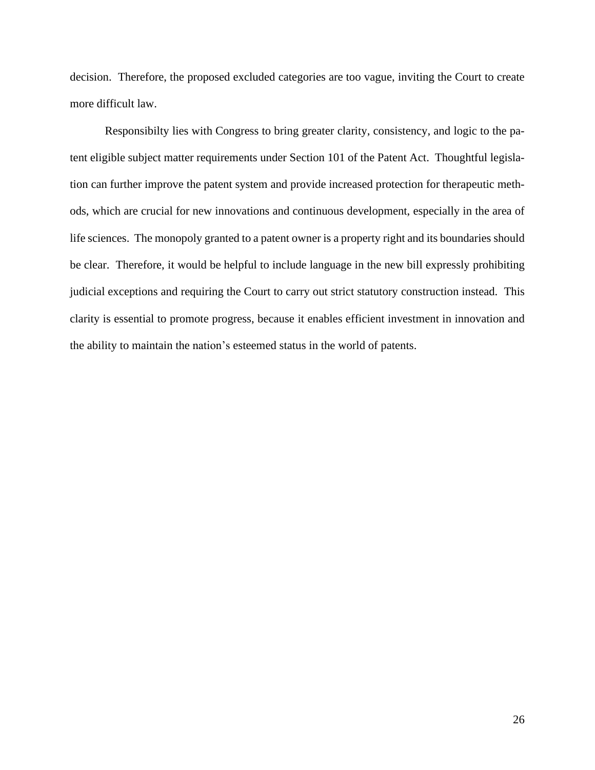decision. Therefore, the proposed excluded categories are too vague, inviting the Court to create more difficult law.

Responsibilty lies with Congress to bring greater clarity, consistency, and logic to the patent eligible subject matter requirements under Section 101 of the Patent Act. Thoughtful legislation can further improve the patent system and provide increased protection for therapeutic methods, which are crucial for new innovations and continuous development, especially in the area of life sciences. The monopoly granted to a patent owner is a property right and its boundaries should be clear. Therefore, it would be helpful to include language in the new bill expressly prohibiting judicial exceptions and requiring the Court to carry out strict statutory construction instead. This clarity is essential to promote progress, because it enables efficient investment in innovation and the ability to maintain the nation's esteemed status in the world of patents.